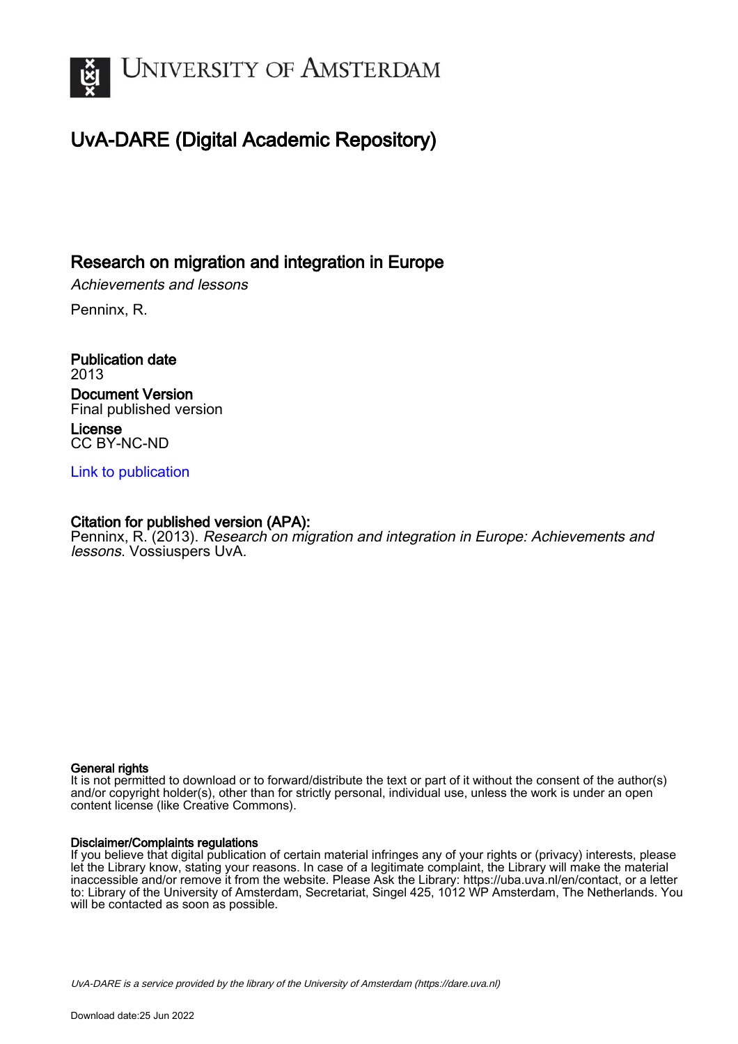# University of Amsterdam

## UvA-DARE (Digital Academic Repository)

### Research on migration and integration in Europe

*Achievements and lessons*

Penninx, R.

**Publication date**
2013

**Document Version**
Final published version

**License**
CC BY-NC-ND

Link to publication

**Citation for published version (APA):**
Penninx, R. (2013). *Research on migration and integration in Europe: Achievements and lessons*. Vossiuspers UvA.

**General rights**
It is not permitted to download or to forward/distribute the text or part of it without the consent of the author(s) and/or copyright holder(s), other than for strictly personal, individual use, unless the work is under an open content license (like Creative Commons).

**Disclaimer/Complaints regulations**
If you believe that digital publication of certain material infringes any of your rights or (privacy) interests, please let the Library know, stating your reasons. In case of a legitimate complaint, the Library will make the material inaccessible and/or remove it from the website. Please Ask the Library: https://uba.uva.nl/en/contact, or a letter to: Library of the University of Amsterdam, Secretariat, Singel 425, 1012 WP Amsterdam, The Netherlands. You will be contacted as soon as possible.

*UvA-DARE is a service provided by the library of the University of Amsterdam (https://dare.uva.nl)*

Download date:25 Jun 2022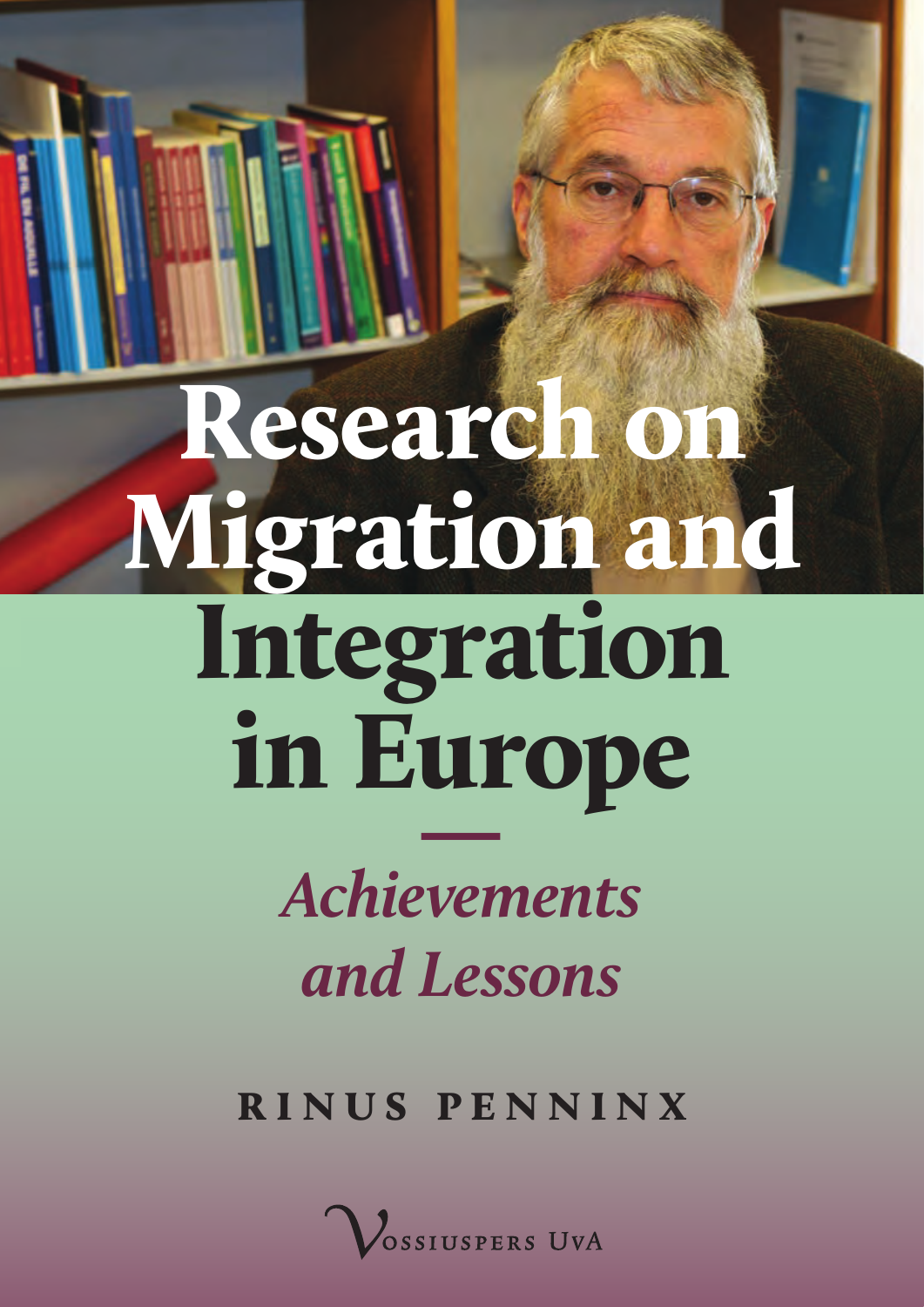# Research on Migration and Integration in Europe

*Achievements and Lessons*

RINUS PENNINX

Vossiuspers UvA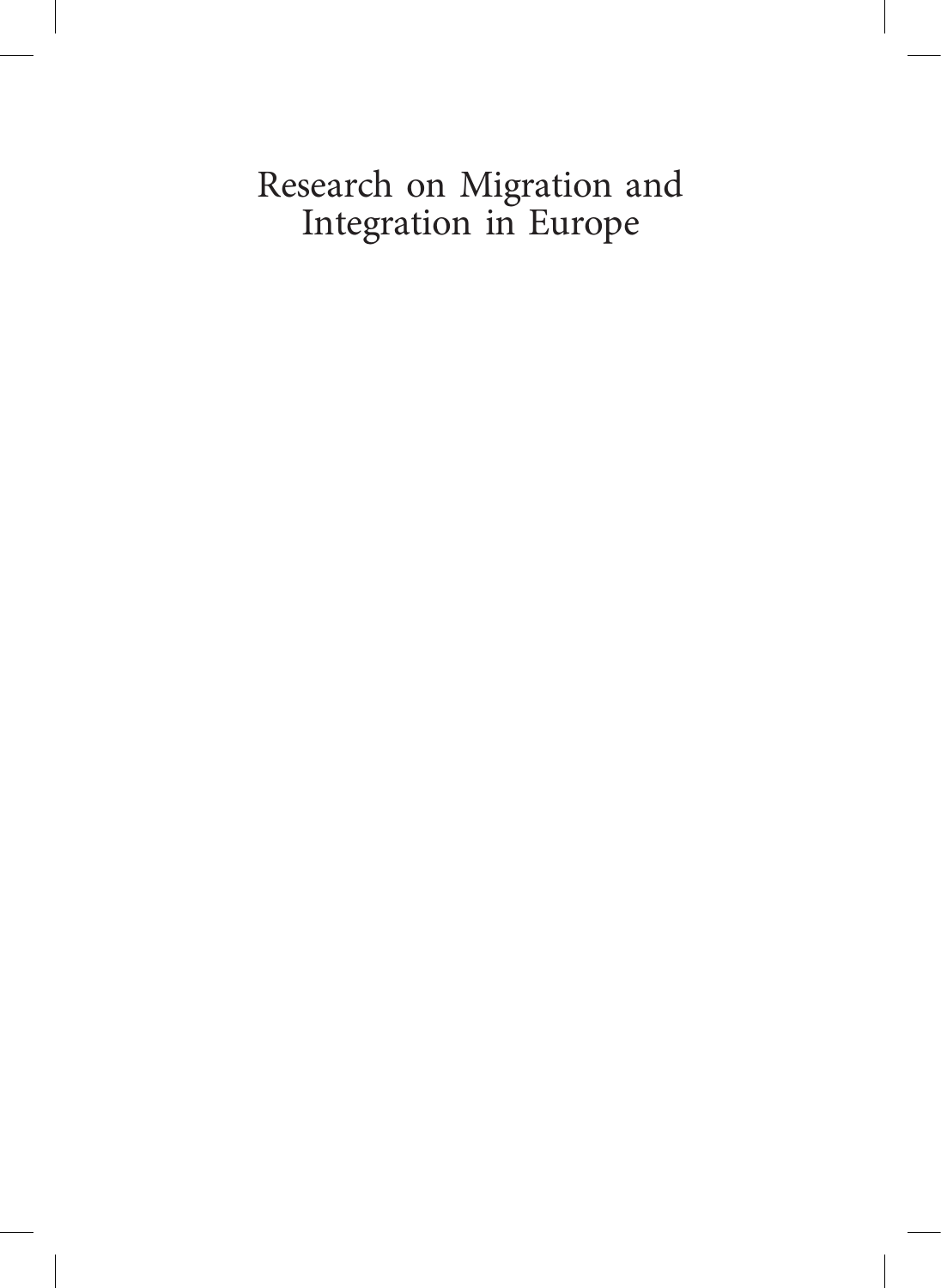# Research on Migration and Integration in Europe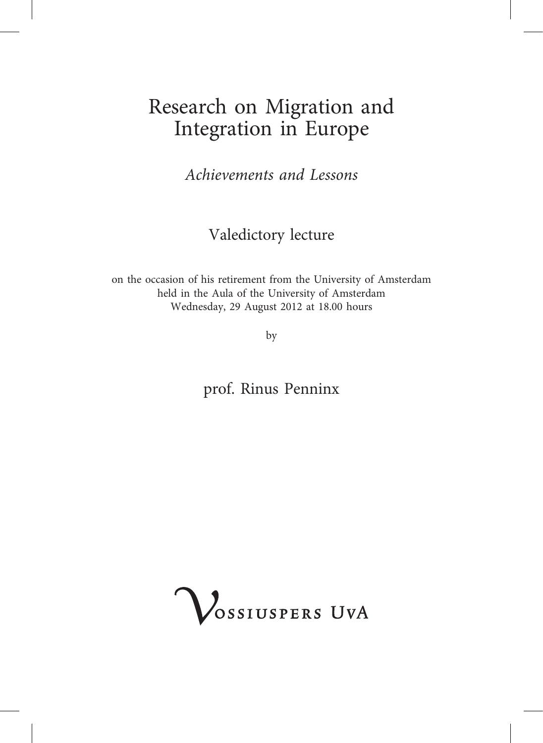# Research on Migration and Integration in Europe

*Achievements and Lessons*

Valedictory lecture

on the occasion of his retirement from the University of Amsterdam
held in the Aula of the University of Amsterdam
Wednesday, 29 August 2012 at 18.00 hours

by

prof. Rinus Penninx

Vossiuspers UvA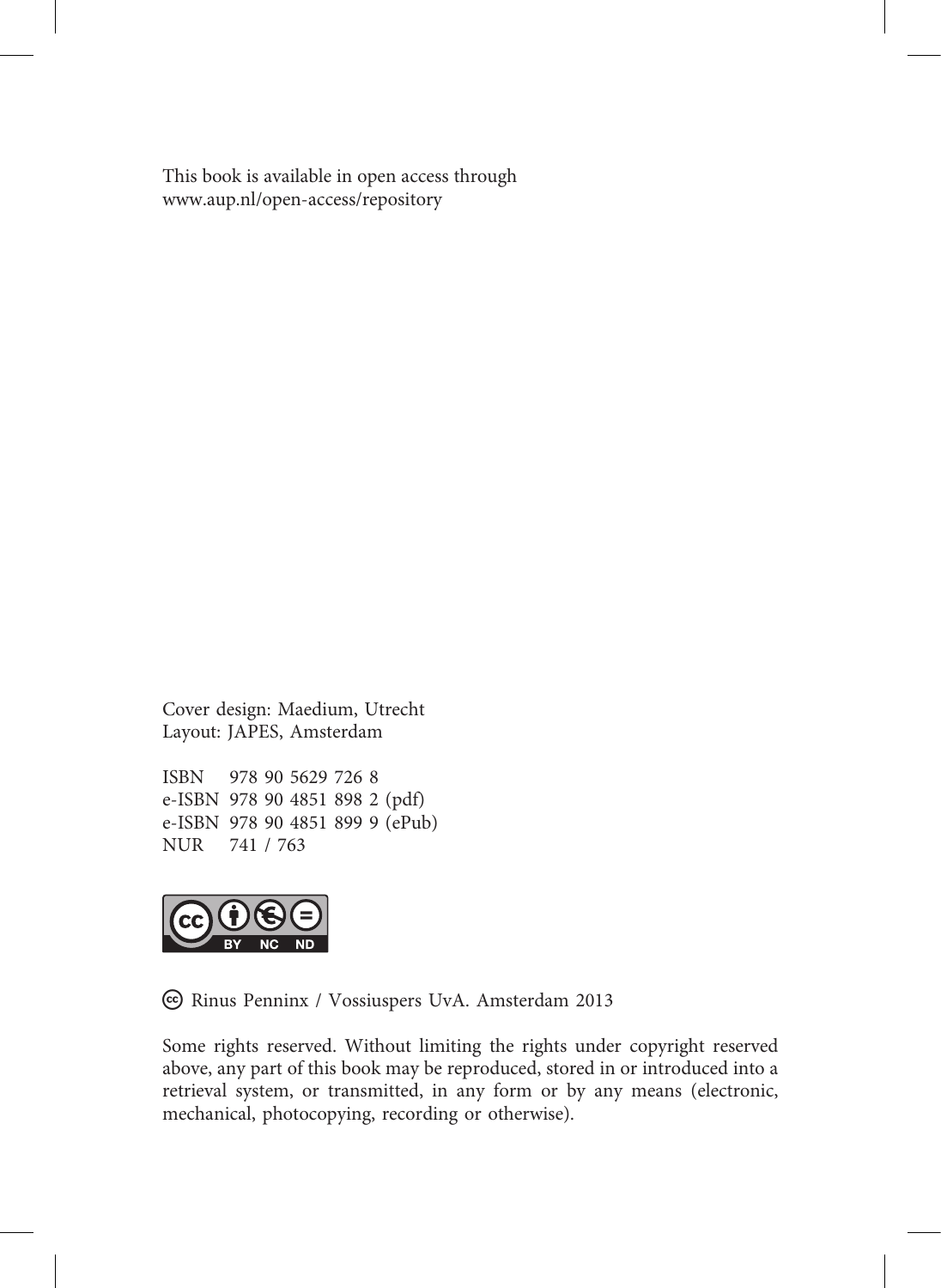This book is available in open access through
www.aup.nl/open-access/repository

Cover design: Maedium, Utrecht
Layout: JAPES, Amsterdam

ISBN 978 90 5629 726 8
e-ISBN 978 90 4851 898 2 (pdf)
e-ISBN 978 90 4851 899 9 (ePub)
NUR 741 / 763

© Rinus Penninx / Vossiuspers UvA. Amsterdam 2013

Some rights reserved. Without limiting the rights under copyright reserved above, any part of this book may be reproduced, stored in or introduced into a retrieval system, or transmitted, in any form or by any means (electronic, mechanical, photocopying, recording or otherwise).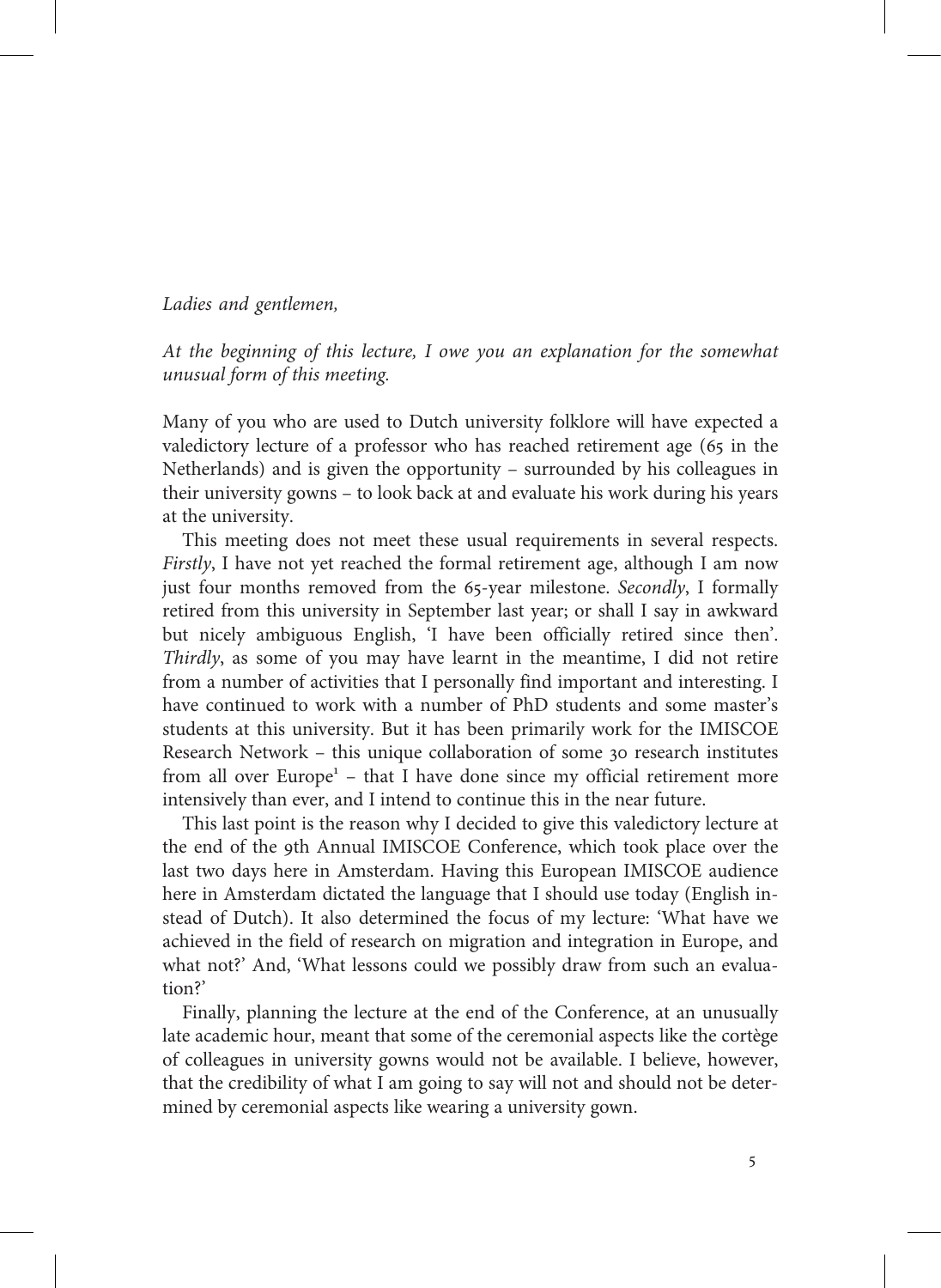*Ladies and gentlemen,*

*At the beginning of this lecture, I owe you an explanation for the somewhat unusual form of this meeting.*

Many of you who are used to Dutch university folklore will have expected a valedictory lecture of a professor who has reached retirement age (65 in the Netherlands) and is given the opportunity – surrounded by his colleagues in their university gowns – to look back at and evaluate his work during his years at the university.

This meeting does not meet these usual requirements in several respects. *Firstly*, I have not yet reached the formal retirement age, although I am now just four months removed from the 65-year milestone. *Secondly*, I formally retired from this university in September last year; or shall I say in awkward but nicely ambiguous English, 'I have been officially retired since then'. *Thirdly*, as some of you may have learnt in the meantime, I did not retire from a number of activities that I personally find important and interesting. I have continued to work with a number of PhD students and some master's students at this university. But it has been primarily work for the IMISCOE Research Network – this unique collaboration of some 30 research institutes from all over Europe[1] – that I have done since my official retirement more intensively than ever, and I intend to continue this in the near future.

This last point is the reason why I decided to give this valedictory lecture at the end of the 9th Annual IMISCOE Conference, which took place over the last two days here in Amsterdam. Having this European IMISCOE audience here in Amsterdam dictated the language that I should use today (English instead of Dutch). It also determined the focus of my lecture: 'What have we achieved in the field of research on migration and integration in Europe, and what not?' And, 'What lessons could we possibly draw from such an evaluation?'

Finally, planning the lecture at the end of the Conference, at an unusually late academic hour, meant that some of the ceremonial aspects like the cortège of colleagues in university gowns would not be available. I believe, however, that the credibility of what I am going to say will not and should not be determined by ceremonial aspects like wearing a university gown.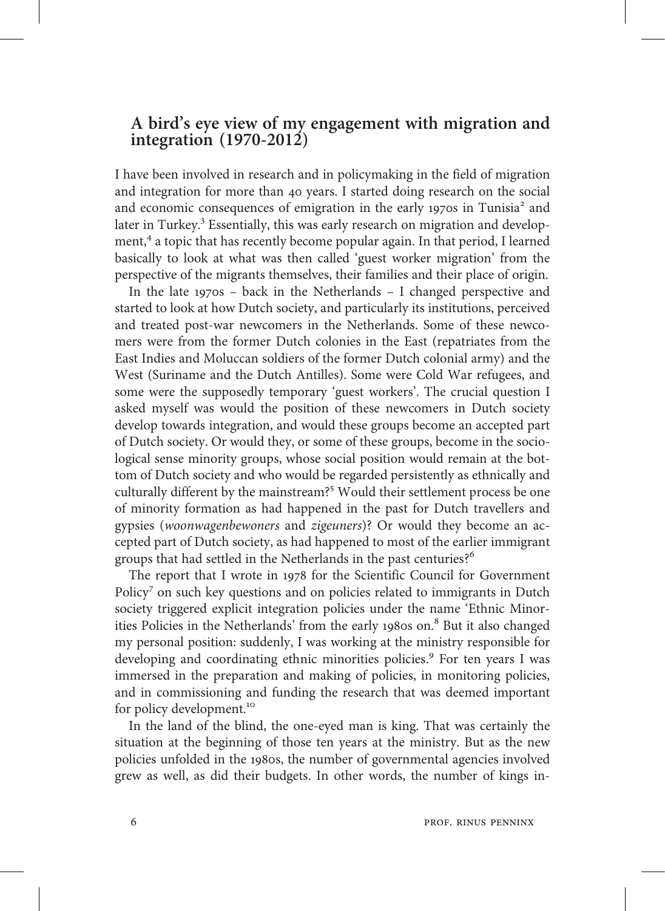## A bird's eye view of my engagement with migration and integration (1970-2012)

I have been involved in research and in policymaking in the field of migration and integration for more than 40 years. I started doing research on the social and economic consequences of emigration in the early 1970s in Tunisia[2] and later in Turkey.[3] Essentially, this was early research on migration and development,[4] a topic that has recently become popular again. In that period, I learned basically to look at what was then called 'guest worker migration' from the perspective of the migrants themselves, their families and their place of origin.

In the late 1970s – back in the Netherlands – I changed perspective and started to look at how Dutch society, and particularly its institutions, perceived and treated post-war newcomers in the Netherlands. Some of these newcomers were from the former Dutch colonies in the East (repatriates from the East Indies and Moluccan soldiers of the former Dutch colonial army) and the West (Suriname and the Dutch Antilles). Some were Cold War refugees, and some were the supposedly temporary 'guest workers'. The crucial question I asked myself was would the position of these newcomers in Dutch society develop towards integration, and would these groups become an accepted part of Dutch society. Or would they, or some of these groups, become in the sociological sense minority groups, whose social position would remain at the bottom of Dutch society and who would be regarded persistently as ethnically and culturally different by the mainstream?[5] Would their settlement process be one of minority formation as had happened in the past for Dutch travellers and gypsies (*woonwagenbewoners* and *zigeuners*)? Or would they become an accepted part of Dutch society, as had happened to most of the earlier immigrant groups that had settled in the Netherlands in the past centuries?[6]

The report that I wrote in 1978 for the Scientific Council for Government Policy[7] on such key questions and on policies related to immigrants in Dutch society triggered explicit integration policies under the name 'Ethnic Minorities Policies in the Netherlands' from the early 1980s on.[8] But it also changed my personal position: suddenly, I was working at the ministry responsible for developing and coordinating ethnic minorities policies.[9] For ten years I was immersed in the preparation and making of policies, in monitoring policies, and in commissioning and funding the research that was deemed important for policy development.[10]

In the land of the blind, the one-eyed man is king. That was certainly the situation at the beginning of those ten years at the ministry. But as the new policies unfolded in the 1980s, the number of governmental agencies involved grew as well, as did their budgets. In other words, the number of kings in-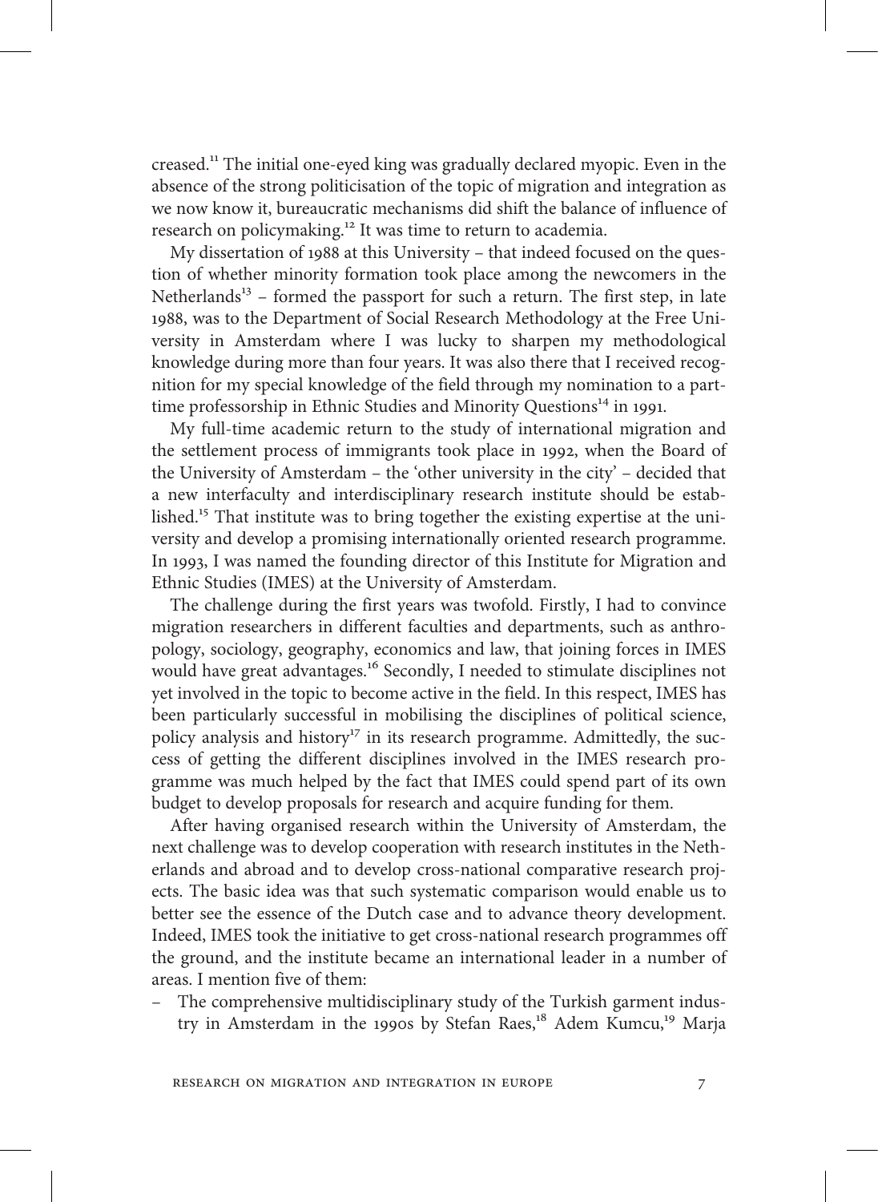creased.[11] The initial one-eyed king was gradually declared myopic. Even in the absence of the strong politicisation of the topic of migration and integration as we now know it, bureaucratic mechanisms did shift the balance of influence of research on policymaking.[12] It was time to return to academia.

My dissertation of 1988 at this University – that indeed focused on the question of whether minority formation took place among the newcomers in the Netherlands[13] – formed the passport for such a return. The first step, in late 1988, was to the Department of Social Research Methodology at the Free University in Amsterdam where I was lucky to sharpen my methodological knowledge during more than four years. It was also there that I received recognition for my special knowledge of the field through my nomination to a part-time professorship in Ethnic Studies and Minority Questions[14] in 1991.

My full-time academic return to the study of international migration and the settlement process of immigrants took place in 1992, when the Board of the University of Amsterdam – the 'other university in the city' – decided that a new interfaculty and interdisciplinary research institute should be established.[15] That institute was to bring together the existing expertise at the university and develop a promising internationally oriented research programme. In 1993, I was named the founding director of this Institute for Migration and Ethnic Studies (IMES) at the University of Amsterdam.

The challenge during the first years was twofold. Firstly, I had to convince migration researchers in different faculties and departments, such as anthropology, sociology, geography, economics and law, that joining forces in IMES would have great advantages.[16] Secondly, I needed to stimulate disciplines not yet involved in the topic to become active in the field. In this respect, IMES has been particularly successful in mobilising the disciplines of political science, policy analysis and history[17] in its research programme. Admittedly, the success of getting the different disciplines involved in the IMES research programme was much helped by the fact that IMES could spend part of its own budget to develop proposals for research and acquire funding for them.

After having organised research within the University of Amsterdam, the next challenge was to develop cooperation with research institutes in the Netherlands and abroad and to develop cross-national comparative research projects. The basic idea was that such systematic comparison would enable us to better see the essence of the Dutch case and to advance theory development. Indeed, IMES took the initiative to get cross-national research programmes off the ground, and the institute became an international leader in a number of areas. I mention five of them:

– The comprehensive multidisciplinary study of the Turkish garment industry in Amsterdam in the 1990s by Stefan Raes,[18] Adem Kumcu,[19] Marja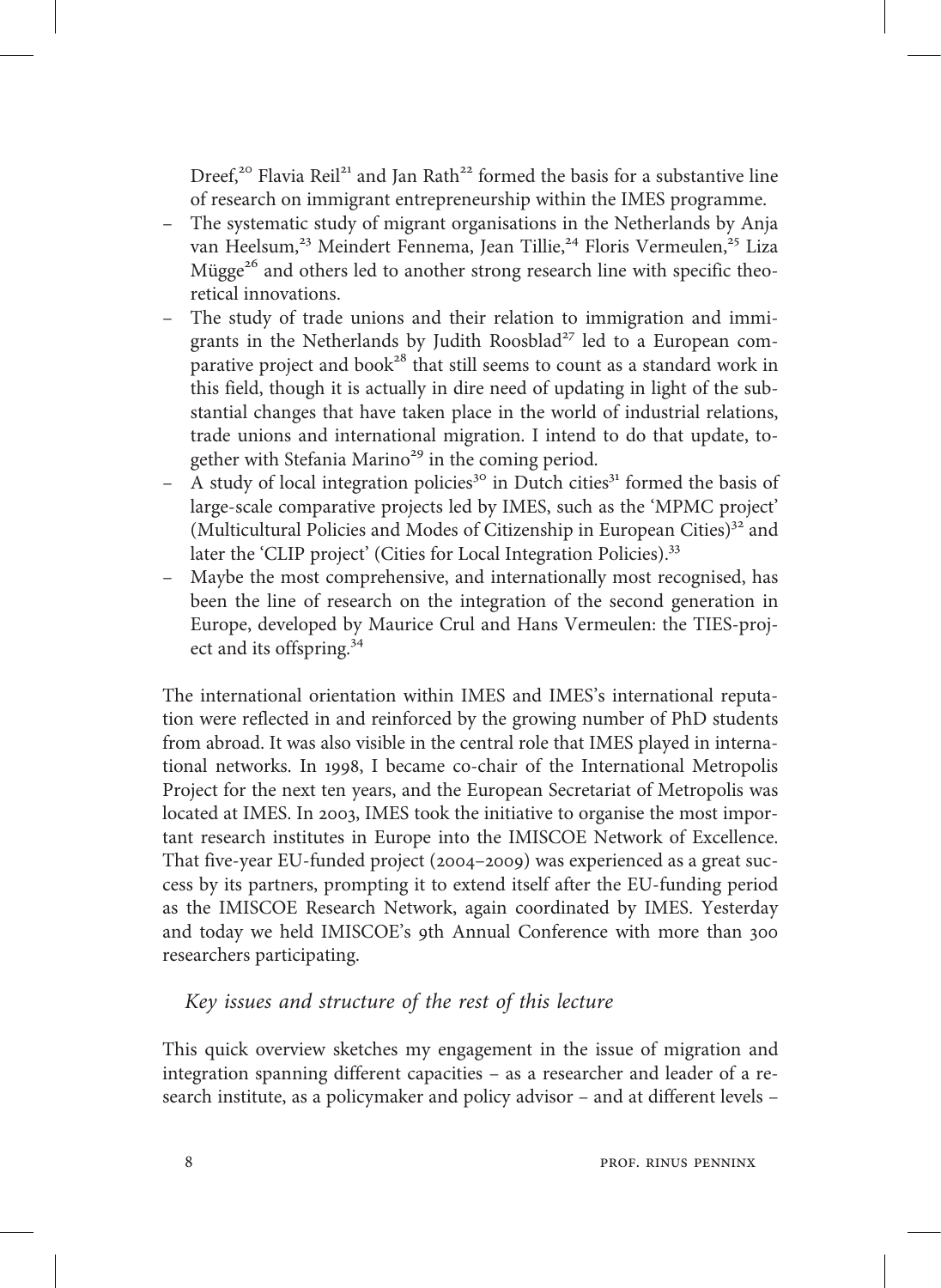Dreef,[20] Flavia Reil[21] and Jan Rath[22] formed the basis for a substantive line of research on immigrant entrepreneurship within the IMES programme.

- The systematic study of migrant organisations in the Netherlands by Anja van Heelsum,[23] Meindert Fennema, Jean Tillie,[24] Floris Vermeulen,[25] Liza Mügge[26] and others led to another strong research line with specific theoretical innovations.
- The study of trade unions and their relation to immigration and immigrants in the Netherlands by Judith Roosblad[27] led to a European comparative project and book[28] that still seems to count as a standard work in this field, though it is actually in dire need of updating in light of the substantial changes that have taken place in the world of industrial relations, trade unions and international migration. I intend to do that update, together with Stefania Marino[29] in the coming period.
- A study of local integration policies[30] in Dutch cities[31] formed the basis of large-scale comparative projects led by IMES, such as the 'MPMC project' (Multicultural Policies and Modes of Citizenship in European Cities)[32] and later the 'CLIP project' (Cities for Local Integration Policies).[33]
- Maybe the most comprehensive, and internationally most recognised, has been the line of research on the integration of the second generation in Europe, developed by Maurice Crul and Hans Vermeulen: the TIES-project and its offspring.[34]

The international orientation within IMES and IMES's international reputation were reflected in and reinforced by the growing number of PhD students from abroad. It was also visible in the central role that IMES played in international networks. In 1998, I became co-chair of the International Metropolis Project for the next ten years, and the European Secretariat of Metropolis was located at IMES. In 2003, IMES took the initiative to organise the most important research institutes in Europe into the IMISCOE Network of Excellence. That five-year EU-funded project (2004–2009) was experienced as a great success by its partners, prompting it to extend itself after the EU-funding period as the IMISCOE Research Network, again coordinated by IMES. Yesterday and today we held IMISCOE's 9th Annual Conference with more than 300 researchers participating.

### *Key issues and structure of the rest of this lecture*

This quick overview sketches my engagement in the issue of migration and integration spanning different capacities – as a researcher and leader of a research institute, as a policymaker and policy advisor – and at different levels –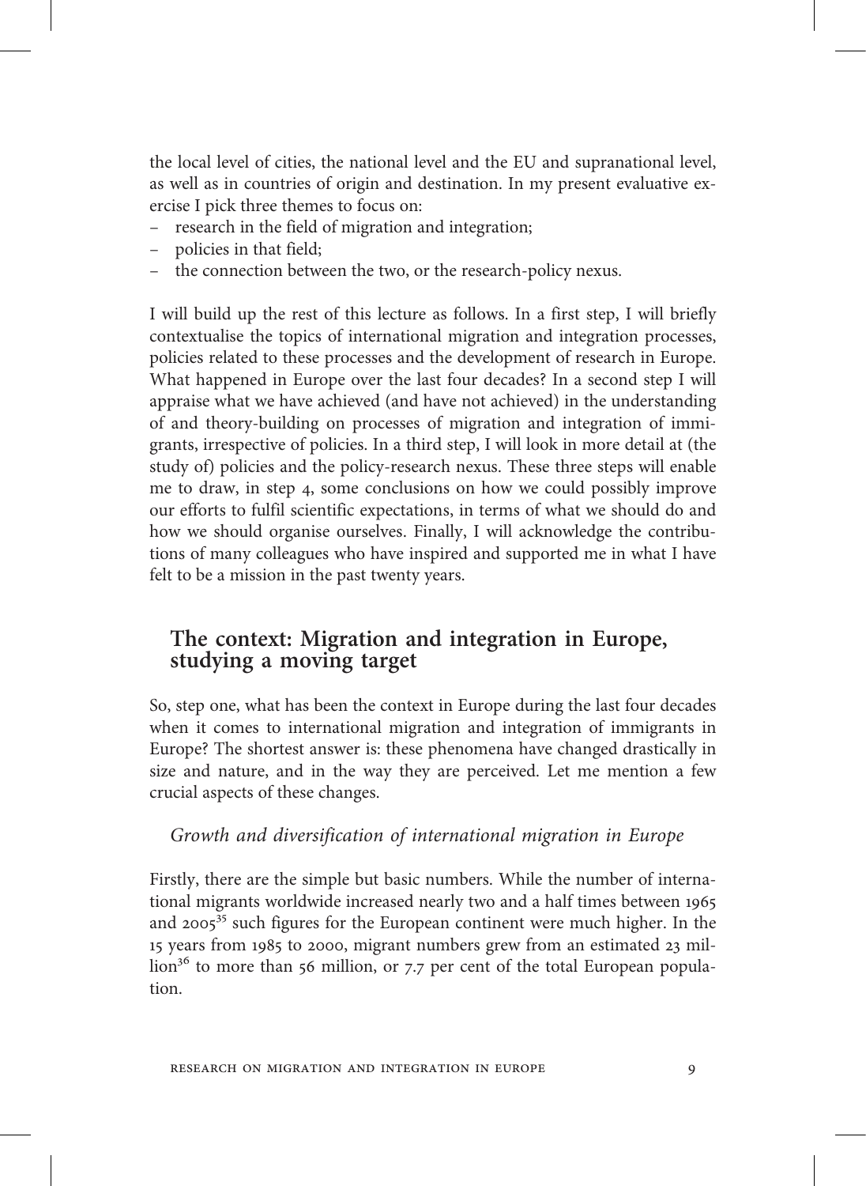the local level of cities, the national level and the EU and supranational level, as well as in countries of origin and destination. In my present evaluative exercise I pick three themes to focus on:

- research in the field of migration and integration;
- policies in that field;
- the connection between the two, or the research-policy nexus.

I will build up the rest of this lecture as follows. In a first step, I will briefly contextualise the topics of international migration and integration processes, policies related to these processes and the development of research in Europe. What happened in Europe over the last four decades? In a second step I will appraise what we have achieved (and have not achieved) in the understanding of and theory-building on processes of migration and integration of immigrants, irrespective of policies. In a third step, I will look in more detail at (the study of) policies and the policy-research nexus. These three steps will enable me to draw, in step 4, some conclusions on how we could possibly improve our efforts to fulfil scientific expectations, in terms of what we should do and how we should organise ourselves. Finally, I will acknowledge the contributions of many colleagues who have inspired and supported me in what I have felt to be a mission in the past twenty years.

## The context: Migration and integration in Europe, studying a moving target

So, step one, what has been the context in Europe during the last four decades when it comes to international migration and integration of immigrants in Europe? The shortest answer is: these phenomena have changed drastically in size and nature, and in the way they are perceived. Let me mention a few crucial aspects of these changes.

### *Growth and diversification of international migration in Europe*

Firstly, there are the simple but basic numbers. While the number of international migrants worldwide increased nearly two and a half times between 1965 and 2005[35] such figures for the European continent were much higher. In the 15 years from 1985 to 2000, migrant numbers grew from an estimated 23 million[36] to more than 56 million, or 7.7 per cent of the total European population.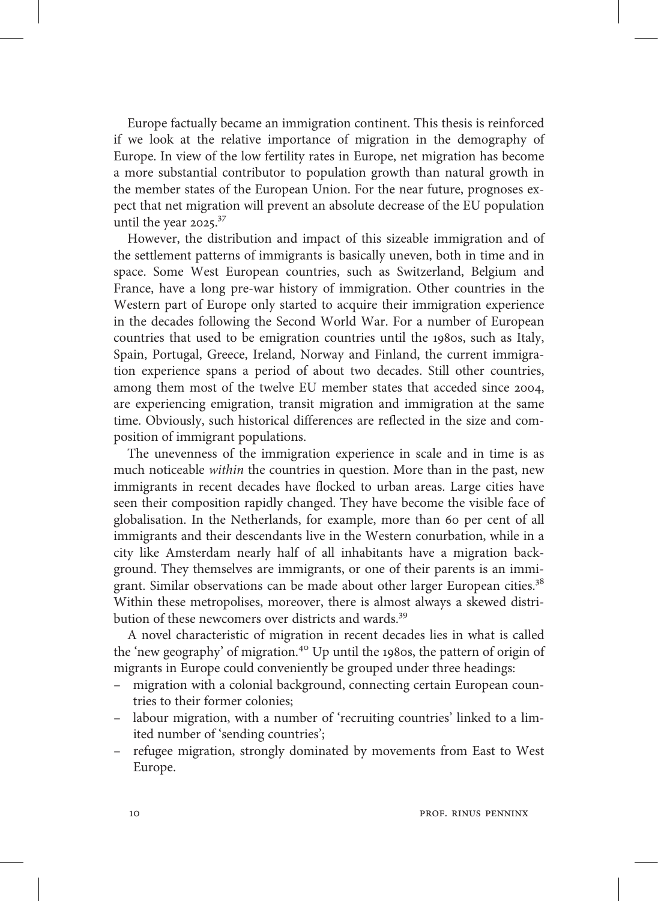Europe factually became an immigration continent. This thesis is reinforced if we look at the relative importance of migration in the demography of Europe. In view of the low fertility rates in Europe, net migration has become a more substantial contributor to population growth than natural growth in the member states of the European Union. For the near future, prognoses expect that net migration will prevent an absolute decrease of the EU population until the year 2025.[37]

However, the distribution and impact of this sizeable immigration and of the settlement patterns of immigrants is basically uneven, both in time and in space. Some West European countries, such as Switzerland, Belgium and France, have a long pre-war history of immigration. Other countries in the Western part of Europe only started to acquire their immigration experience in the decades following the Second World War. For a number of European countries that used to be emigration countries until the 1980s, such as Italy, Spain, Portugal, Greece, Ireland, Norway and Finland, the current immigration experience spans a period of about two decades. Still other countries, among them most of the twelve EU member states that acceded since 2004, are experiencing emigration, transit migration and immigration at the same time. Obviously, such historical differences are reflected in the size and composition of immigrant populations.

The unevenness of the immigration experience in scale and in time is as much noticeable *within* the countries in question. More than in the past, new immigrants in recent decades have flocked to urban areas. Large cities have seen their composition rapidly changed. They have become the visible face of globalisation. In the Netherlands, for example, more than 60 per cent of all immigrants and their descendants live in the Western conurbation, while in a city like Amsterdam nearly half of all inhabitants have a migration background. They themselves are immigrants, or one of their parents is an immigrant. Similar observations can be made about other larger European cities.[38] Within these metropolises, moreover, there is almost always a skewed distribution of these newcomers over districts and wards.[39]

A novel characteristic of migration in recent decades lies in what is called the 'new geography' of migration.[40] Up until the 1980s, the pattern of origin of migrants in Europe could conveniently be grouped under three headings:

- migration with a colonial background, connecting certain European countries to their former colonies;
- labour migration, with a number of 'recruiting countries' linked to a limited number of 'sending countries';
- refugee migration, strongly dominated by movements from East to West Europe.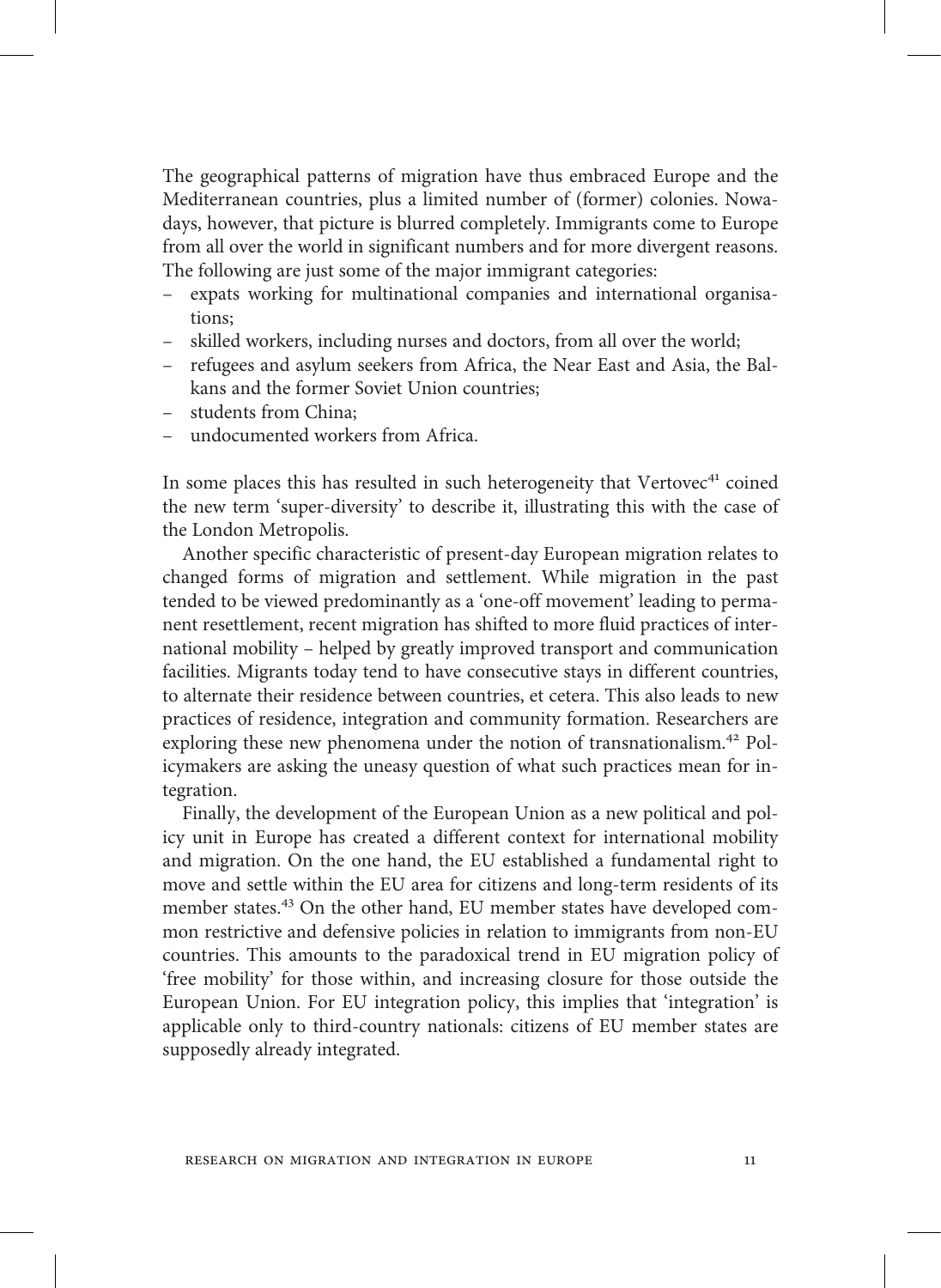The geographical patterns of migration have thus embraced Europe and the Mediterranean countries, plus a limited number of (former) colonies. Nowadays, however, that picture is blurred completely. Immigrants come to Europe from all over the world in significant numbers and for more divergent reasons. The following are just some of the major immigrant categories:

- expats working for multinational companies and international organisations;
- skilled workers, including nurses and doctors, from all over the world;
- refugees and asylum seekers from Africa, the Near East and Asia, the Balkans and the former Soviet Union countries;
- students from China;
- undocumented workers from Africa.

In some places this has resulted in such heterogeneity that Vertovec[41] coined the new term 'super-diversity' to describe it, illustrating this with the case of the London Metropolis.

Another specific characteristic of present-day European migration relates to changed forms of migration and settlement. While migration in the past tended to be viewed predominantly as a 'one-off movement' leading to permanent resettlement, recent migration has shifted to more fluid practices of international mobility – helped by greatly improved transport and communication facilities. Migrants today tend to have consecutive stays in different countries, to alternate their residence between countries, et cetera. This also leads to new practices of residence, integration and community formation. Researchers are exploring these new phenomena under the notion of transnationalism.[42] Policymakers are asking the uneasy question of what such practices mean for integration.

Finally, the development of the European Union as a new political and policy unit in Europe has created a different context for international mobility and migration. On the one hand, the EU established a fundamental right to move and settle within the EU area for citizens and long-term residents of its member states.[43] On the other hand, EU member states have developed common restrictive and defensive policies in relation to immigrants from non-EU countries. This amounts to the paradoxical trend in EU migration policy of 'free mobility' for those within, and increasing closure for those outside the European Union. For EU integration policy, this implies that 'integration' is applicable only to third-country nationals: citizens of EU member states are supposedly already integrated.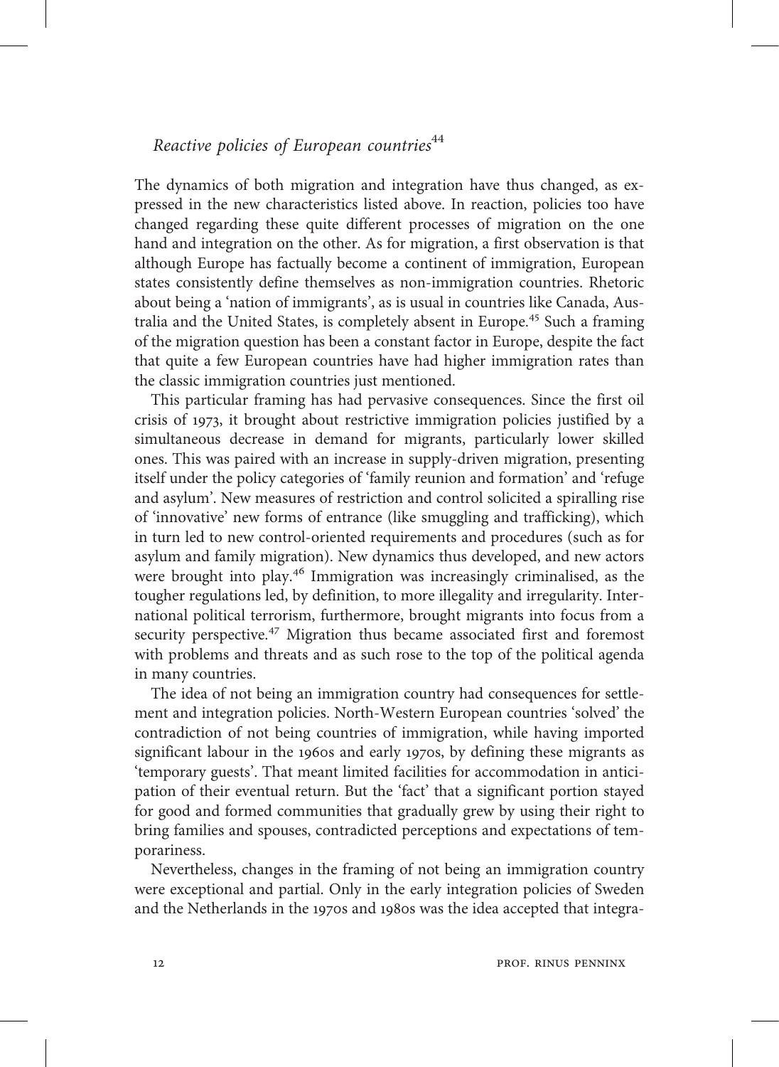## *Reactive policies of European countries*[44]

The dynamics of both migration and integration have thus changed, as expressed in the new characteristics listed above. In reaction, policies too have changed regarding these quite different processes of migration on the one hand and integration on the other. As for migration, a first observation is that although Europe has factually become a continent of immigration, European states consistently define themselves as non-immigration countries. Rhetoric about being a 'nation of immigrants', as is usual in countries like Canada, Australia and the United States, is completely absent in Europe.[45] Such a framing of the migration question has been a constant factor in Europe, despite the fact that quite a few European countries have had higher immigration rates than the classic immigration countries just mentioned.

This particular framing has had pervasive consequences. Since the first oil crisis of 1973, it brought about restrictive immigration policies justified by a simultaneous decrease in demand for migrants, particularly lower skilled ones. This was paired with an increase in supply-driven migration, presenting itself under the policy categories of 'family reunion and formation' and 'refuge and asylum'. New measures of restriction and control solicited a spiralling rise of 'innovative' new forms of entrance (like smuggling and trafficking), which in turn led to new control-oriented requirements and procedures (such as for asylum and family migration). New dynamics thus developed, and new actors were brought into play.[46] Immigration was increasingly criminalised, as the tougher regulations led, by definition, to more illegality and irregularity. International political terrorism, furthermore, brought migrants into focus from a security perspective.[47] Migration thus became associated first and foremost with problems and threats and as such rose to the top of the political agenda in many countries.

The idea of not being an immigration country had consequences for settlement and integration policies. North-Western European countries 'solved' the contradiction of not being countries of immigration, while having imported significant labour in the 1960s and early 1970s, by defining these migrants as 'temporary guests'. That meant limited facilities for accommodation in anticipation of their eventual return. But the 'fact' that a significant portion stayed for good and formed communities that gradually grew by using their right to bring families and spouses, contradicted perceptions and expectations of temporariness.

Nevertheless, changes in the framing of not being an immigration country were exceptional and partial. Only in the early integration policies of Sweden and the Netherlands in the 1970s and 1980s was the idea accepted that integra-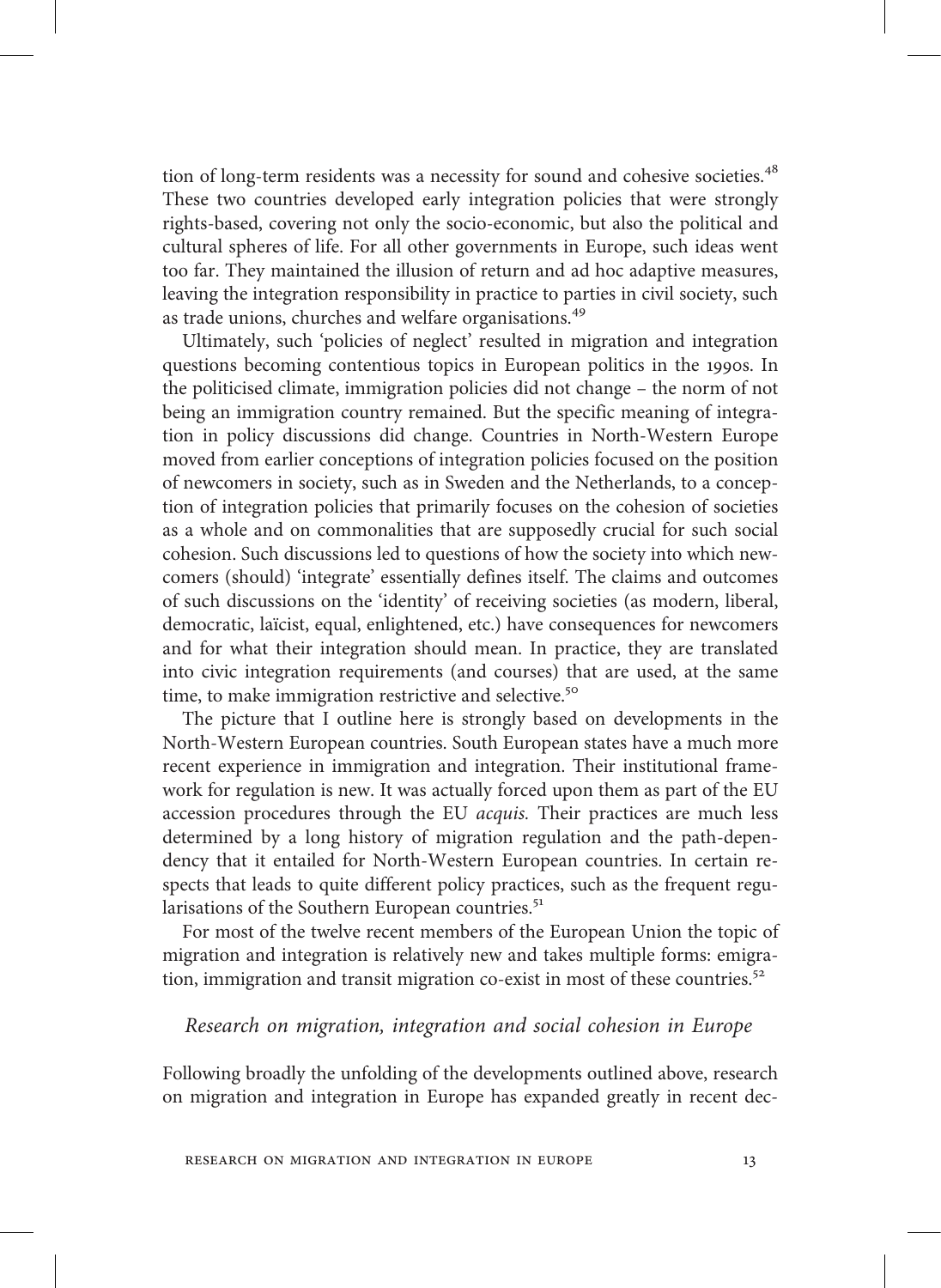tion of long-term residents was a necessity for sound and cohesive societies.[48] These two countries developed early integration policies that were strongly rights-based, covering not only the socio-economic, but also the political and cultural spheres of life. For all other governments in Europe, such ideas went too far. They maintained the illusion of return and ad hoc adaptive measures, leaving the integration responsibility in practice to parties in civil society, such as trade unions, churches and welfare organisations.[49]

Ultimately, such 'policies of neglect' resulted in migration and integration questions becoming contentious topics in European politics in the 1990s. In the politicised climate, immigration policies did not change – the norm of not being an immigration country remained. But the specific meaning of integration in policy discussions did change. Countries in North-Western Europe moved from earlier conceptions of integration policies focused on the position of newcomers in society, such as in Sweden and the Netherlands, to a conception of integration policies that primarily focuses on the cohesion of societies as a whole and on commonalities that are supposedly crucial for such social cohesion. Such discussions led to questions of how the society into which newcomers (should) 'integrate' essentially defines itself. The claims and outcomes of such discussions on the 'identity' of receiving societies (as modern, liberal, democratic, laïcist, equal, enlightened, etc.) have consequences for newcomers and for what their integration should mean. In practice, they are translated into civic integration requirements (and courses) that are used, at the same time, to make immigration restrictive and selective.[50]

The picture that I outline here is strongly based on developments in the North-Western European countries. South European states have a much more recent experience in immigration and integration. Their institutional framework for regulation is new. It was actually forced upon them as part of the EU accession procedures through the EU *acquis.* Their practices are much less determined by a long history of migration regulation and the path-dependency that it entailed for North-Western European countries. In certain respects that leads to quite different policy practices, such as the frequent regularisations of the Southern European countries.[51]

For most of the twelve recent members of the European Union the topic of migration and integration is relatively new and takes multiple forms: emigration, immigration and transit migration co-exist in most of these countries.[52]

### *Research on migration, integration and social cohesion in Europe*

Following broadly the unfolding of the developments outlined above, research on migration and integration in Europe has expanded greatly in recent dec-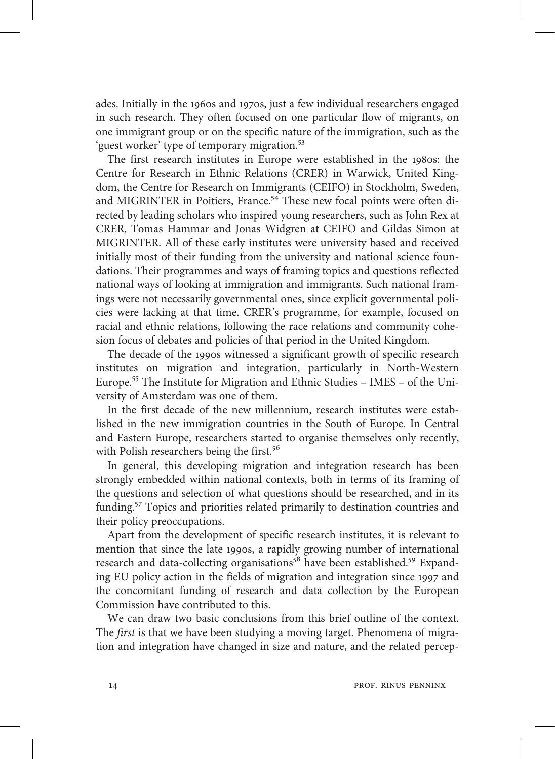ades. Initially in the 1960s and 1970s, just a few individual researchers engaged in such research. They often focused on one particular flow of migrants, on one immigrant group or on the specific nature of the immigration, such as the 'guest worker' type of temporary migration.[53]

The first research institutes in Europe were established in the 1980s: the Centre for Research in Ethnic Relations (CRER) in Warwick, United Kingdom, the Centre for Research on Immigrants (CEIFO) in Stockholm, Sweden, and MIGRINTER in Poitiers, France.[54] These new focal points were often directed by leading scholars who inspired young researchers, such as John Rex at CRER, Tomas Hammar and Jonas Widgren at CEIFO and Gildas Simon at MIGRINTER. All of these early institutes were university based and received initially most of their funding from the university and national science foundations. Their programmes and ways of framing topics and questions reflected national ways of looking at immigration and immigrants. Such national framings were not necessarily governmental ones, since explicit governmental policies were lacking at that time. CRER's programme, for example, focused on racial and ethnic relations, following the race relations and community cohesion focus of debates and policies of that period in the United Kingdom.

The decade of the 1990s witnessed a significant growth of specific research institutes on migration and integration, particularly in North-Western Europe.[55] The Institute for Migration and Ethnic Studies – IMES – of the University of Amsterdam was one of them.

In the first decade of the new millennium, research institutes were established in the new immigration countries in the South of Europe. In Central and Eastern Europe, researchers started to organise themselves only recently, with Polish researchers being the first.[56]

In general, this developing migration and integration research has been strongly embedded within national contexts, both in terms of its framing of the questions and selection of what questions should be researched, and in its funding.[57] Topics and priorities related primarily to destination countries and their policy preoccupations.

Apart from the development of specific research institutes, it is relevant to mention that since the late 1990s, a rapidly growing number of international research and data-collecting organisations[58] have been established.[59] Expanding EU policy action in the fields of migration and integration since 1997 and the concomitant funding of research and data collection by the European Commission have contributed to this.

We can draw two basic conclusions from this brief outline of the context. The *first* is that we have been studying a moving target. Phenomena of migration and integration have changed in size and nature, and the related percep-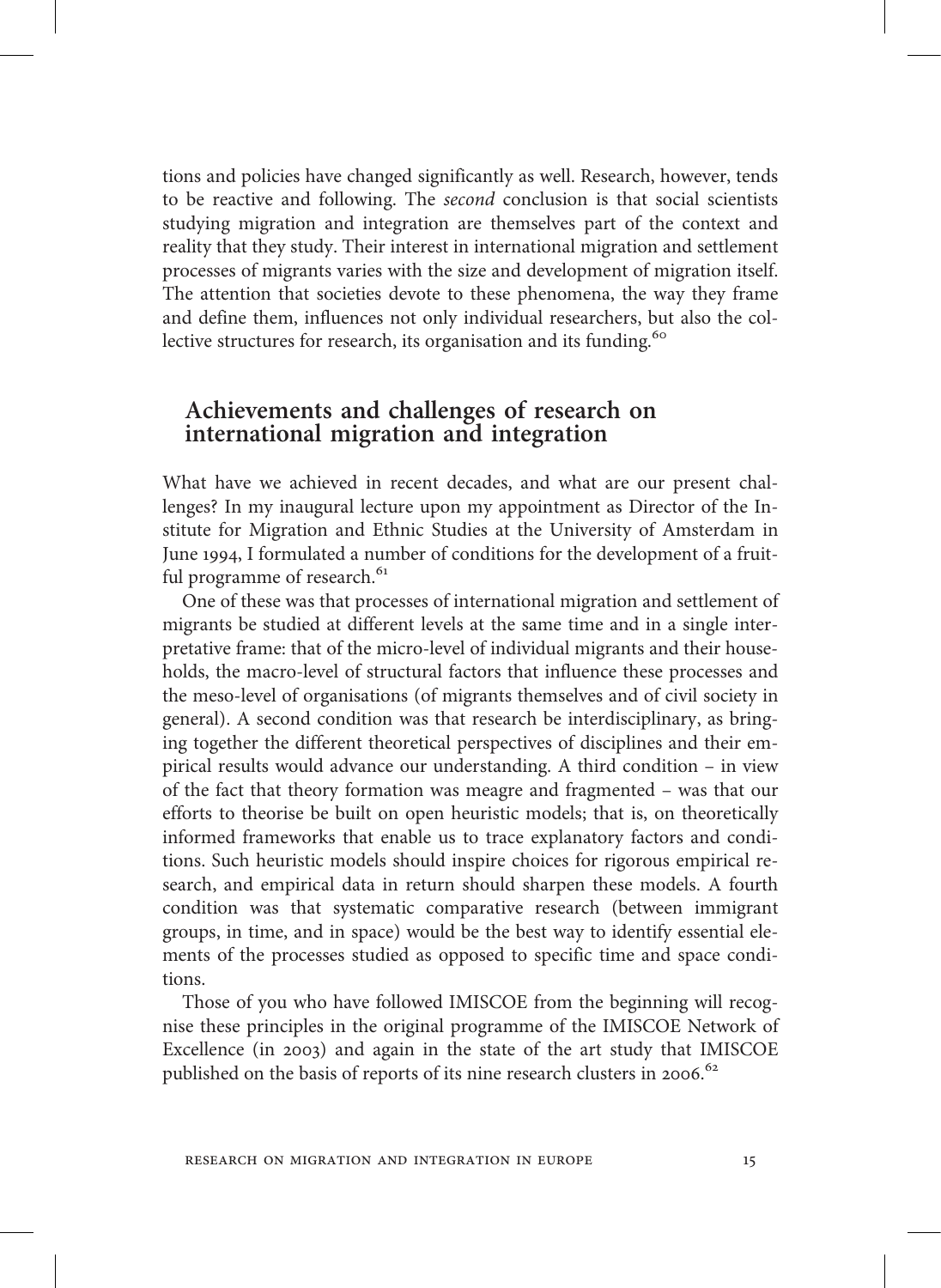tions and policies have changed significantly as well. Research, however, tends to be reactive and following. The *second* conclusion is that social scientists studying migration and integration are themselves part of the context and reality that they study. Their interest in international migration and settlement processes of migrants varies with the size and development of migration itself. The attention that societies devote to these phenomena, the way they frame and define them, influences not only individual researchers, but also the collective structures for research, its organisation and its funding.[60]

## Achievements and challenges of research on international migration and integration

What have we achieved in recent decades, and what are our present challenges? In my inaugural lecture upon my appointment as Director of the Institute for Migration and Ethnic Studies at the University of Amsterdam in June 1994, I formulated a number of conditions for the development of a fruitful programme of research.[61]

One of these was that processes of international migration and settlement of migrants be studied at different levels at the same time and in a single interpretative frame: that of the micro-level of individual migrants and their households, the macro-level of structural factors that influence these processes and the meso-level of organisations (of migrants themselves and of civil society in general). A second condition was that research be interdisciplinary, as bringing together the different theoretical perspectives of disciplines and their empirical results would advance our understanding. A third condition – in view of the fact that theory formation was meagre and fragmented – was that our efforts to theorise be built on open heuristic models; that is, on theoretically informed frameworks that enable us to trace explanatory factors and conditions. Such heuristic models should inspire choices for rigorous empirical research, and empirical data in return should sharpen these models. A fourth condition was that systematic comparative research (between immigrant groups, in time, and in space) would be the best way to identify essential elements of the processes studied as opposed to specific time and space conditions.

Those of you who have followed IMISCOE from the beginning will recognise these principles in the original programme of the IMISCOE Network of Excellence (in 2003) and again in the state of the art study that IMISCOE published on the basis of reports of its nine research clusters in 2006.[62]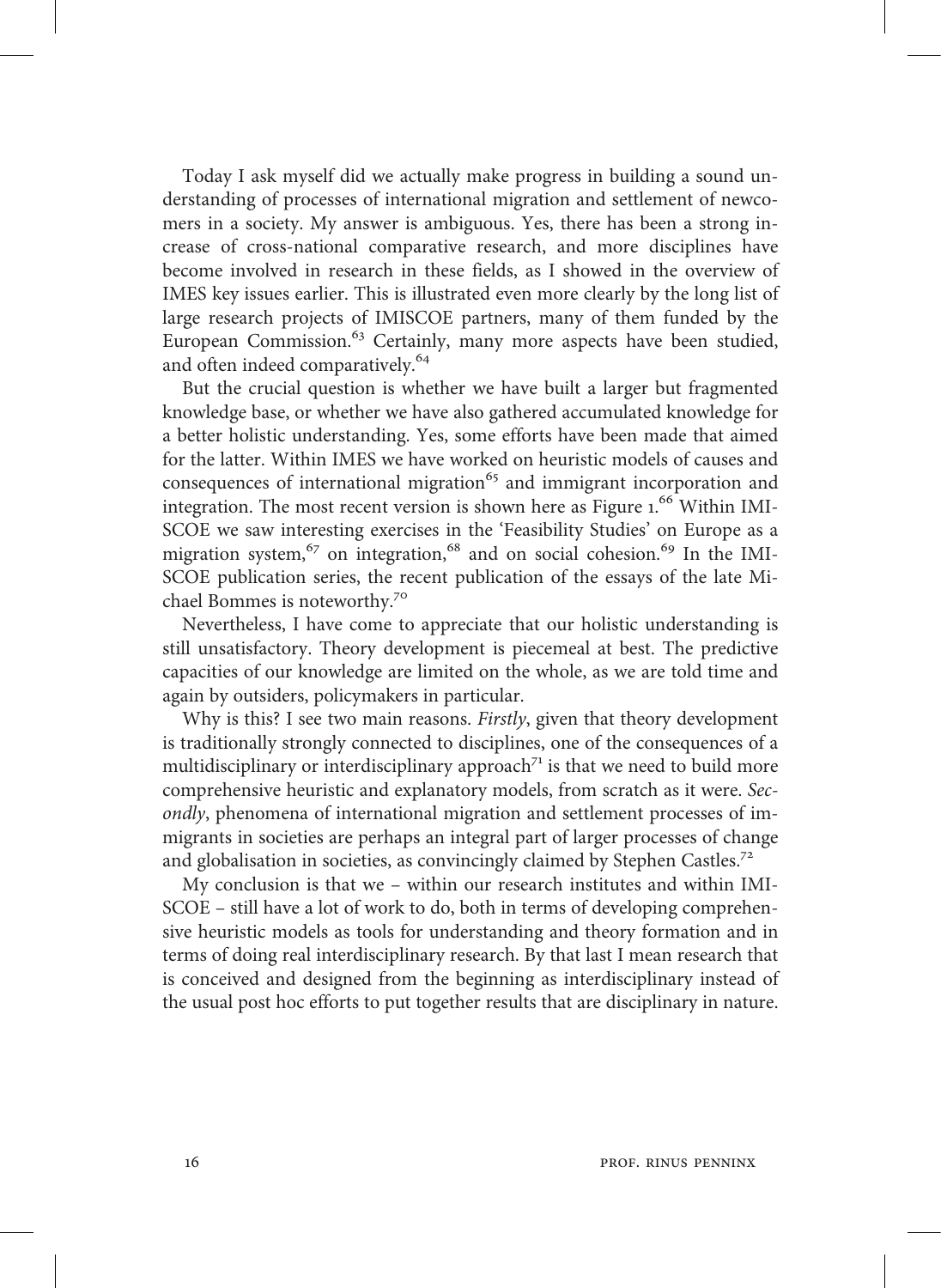Today I ask myself did we actually make progress in building a sound understanding of processes of international migration and settlement of newcomers in a society. My answer is ambiguous. Yes, there has been a strong increase of cross-national comparative research, and more disciplines have become involved in research in these fields, as I showed in the overview of IMES key issues earlier. This is illustrated even more clearly by the long list of large research projects of IMISCOE partners, many of them funded by the European Commission.[63] Certainly, many more aspects have been studied, and often indeed comparatively.[64]

But the crucial question is whether we have built a larger but fragmented knowledge base, or whether we have also gathered accumulated knowledge for a better holistic understanding. Yes, some efforts have been made that aimed for the latter. Within IMES we have worked on heuristic models of causes and consequences of international migration[65] and immigrant incorporation and integration. The most recent version is shown here as Figure 1.[66] Within IMISCOE we saw interesting exercises in the 'Feasibility Studies' on Europe as a migration system,[67] on integration,[68] and on social cohesion.[69] In the IMISCOE publication series, the recent publication of the essays of the late Michael Bommes is noteworthy.[70]

Nevertheless, I have come to appreciate that our holistic understanding is still unsatisfactory. Theory development is piecemeal at best. The predictive capacities of our knowledge are limited on the whole, as we are told time and again by outsiders, policymakers in particular.

Why is this? I see two main reasons. *Firstly*, given that theory development is traditionally strongly connected to disciplines, one of the consequences of a multidisciplinary or interdisciplinary approach[71] is that we need to build more comprehensive heuristic and explanatory models, from scratch as it were. *Secondly*, phenomena of international migration and settlement processes of immigrants in societies are perhaps an integral part of larger processes of change and globalisation in societies, as convincingly claimed by Stephen Castles.[72]

My conclusion is that we – within our research institutes and within IMISCOE – still have a lot of work to do, both in terms of developing comprehensive heuristic models as tools for understanding and theory formation and in terms of doing real interdisciplinary research. By that last I mean research that is conceived and designed from the beginning as interdisciplinary instead of the usual post hoc efforts to put together results that are disciplinary in nature.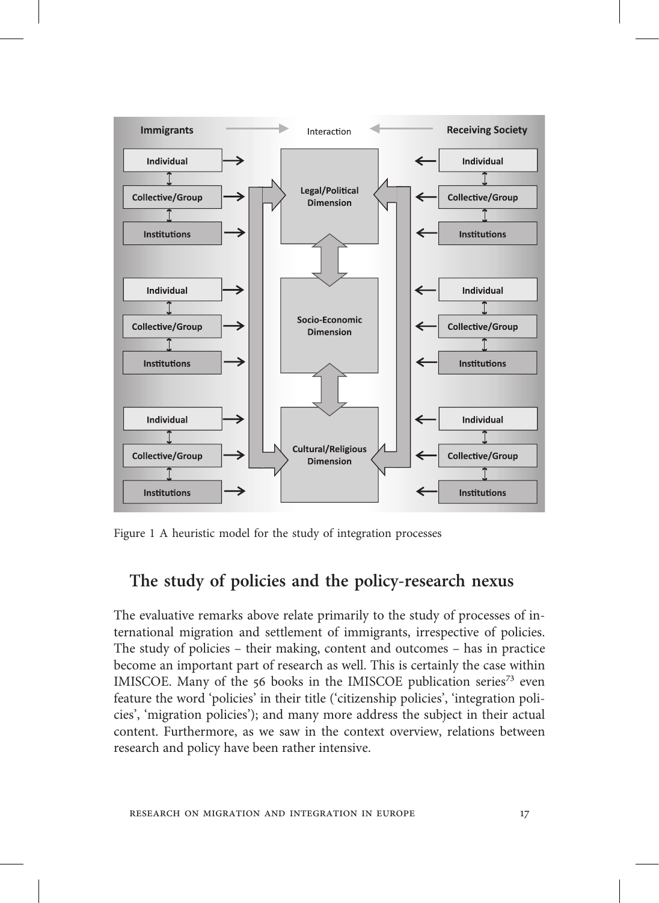Figure 1 A heuristic model for the study of integration processes

## The study of policies and the policy-research nexus

The evaluative remarks above relate primarily to the study of processes of international migration and settlement of immigrants, irrespective of policies. The study of policies – their making, content and outcomes – has in practice become an important part of research as well. This is certainly the case within IMISCOE. Many of the 56 books in the IMISCOE publication series[73] even feature the word 'policies' in their title ('citizenship policies', 'integration policies', 'migration policies'); and many more address the subject in their actual content. Furthermore, as we saw in the context overview, relations between research and policy have been rather intensive.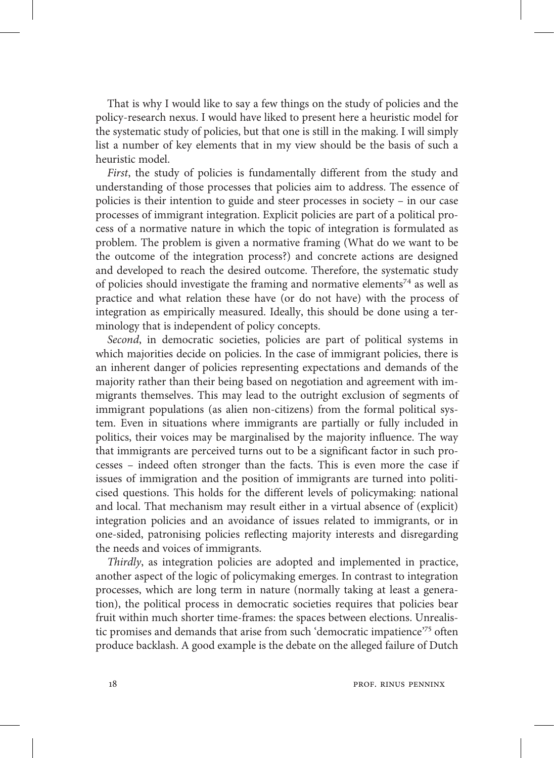That is why I would like to say a few things on the study of policies and the policy-research nexus. I would have liked to present here a heuristic model for the systematic study of policies, but that one is still in the making. I will simply list a number of key elements that in my view should be the basis of such a heuristic model.

*First*, the study of policies is fundamentally different from the study and understanding of those processes that policies aim to address. The essence of policies is their intention to guide and steer processes in society – in our case processes of immigrant integration. Explicit policies are part of a political process of a normative nature in which the topic of integration is formulated as problem. The problem is given a normative framing (What do we want to be the outcome of the integration process?) and concrete actions are designed and developed to reach the desired outcome. Therefore, the systematic study of policies should investigate the framing and normative elements[74] as well as practice and what relation these have (or do not have) with the process of integration as empirically measured. Ideally, this should be done using a terminology that is independent of policy concepts.

*Second*, in democratic societies, policies are part of political systems in which majorities decide on policies. In the case of immigrant policies, there is an inherent danger of policies representing expectations and demands of the majority rather than their being based on negotiation and agreement with immigrants themselves. This may lead to the outright exclusion of segments of immigrant populations (as alien non-citizens) from the formal political system. Even in situations where immigrants are partially or fully included in politics, their voices may be marginalised by the majority influence. The way that immigrants are perceived turns out to be a significant factor in such processes – indeed often stronger than the facts. This is even more the case if issues of immigration and the position of immigrants are turned into politicised questions. This holds for the different levels of policymaking: national and local. That mechanism may result either in a virtual absence of (explicit) integration policies and an avoidance of issues related to immigrants, or in one-sided, patronising policies reflecting majority interests and disregarding the needs and voices of immigrants.

*Thirdly*, as integration policies are adopted and implemented in practice, another aspect of the logic of policymaking emerges. In contrast to integration processes, which are long term in nature (normally taking at least a generation), the political process in democratic societies requires that policies bear fruit within much shorter time-frames: the spaces between elections. Unrealistic promises and demands that arise from such 'democratic impatience'[75] often produce backlash. A good example is the debate on the alleged failure of Dutch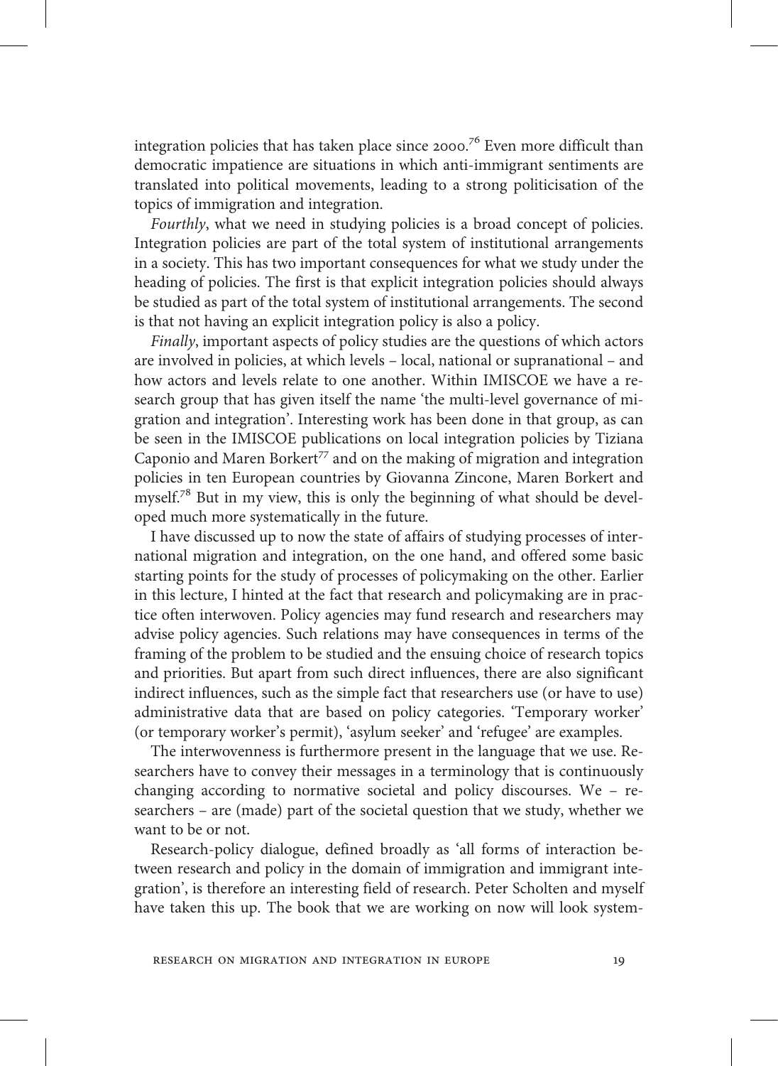integration policies that has taken place since 2000.[76] Even more difficult than democratic impatience are situations in which anti-immigrant sentiments are translated into political movements, leading to a strong politicisation of the topics of immigration and integration.

*Fourthly*, what we need in studying policies is a broad concept of policies. Integration policies are part of the total system of institutional arrangements in a society. This has two important consequences for what we study under the heading of policies. The first is that explicit integration policies should always be studied as part of the total system of institutional arrangements. The second is that not having an explicit integration policy is also a policy.

*Finally*, important aspects of policy studies are the questions of which actors are involved in policies, at which levels – local, national or supranational – and how actors and levels relate to one another. Within IMISCOE we have a research group that has given itself the name 'the multi-level governance of migration and integration'. Interesting work has been done in that group, as can be seen in the IMISCOE publications on local integration policies by Tiziana Caponio and Maren Borkert[77] and on the making of migration and integration policies in ten European countries by Giovanna Zincone, Maren Borkert and myself.[78] But in my view, this is only the beginning of what should be developed much more systematically in the future.

I have discussed up to now the state of affairs of studying processes of international migration and integration, on the one hand, and offered some basic starting points for the study of processes of policymaking on the other. Earlier in this lecture, I hinted at the fact that research and policymaking are in practice often interwoven. Policy agencies may fund research and researchers may advise policy agencies. Such relations may have consequences in terms of the framing of the problem to be studied and the ensuing choice of research topics and priorities. But apart from such direct influences, there are also significant indirect influences, such as the simple fact that researchers use (or have to use) administrative data that are based on policy categories. 'Temporary worker' (or temporary worker's permit), 'asylum seeker' and 'refugee' are examples.

The interwovenness is furthermore present in the language that we use. Researchers have to convey their messages in a terminology that is continuously changing according to normative societal and policy discourses. We – researchers – are (made) part of the societal question that we study, whether we want to be or not.

Research-policy dialogue, defined broadly as 'all forms of interaction between research and policy in the domain of immigration and immigrant integration', is therefore an interesting field of research. Peter Scholten and myself have taken this up. The book that we are working on now will look system-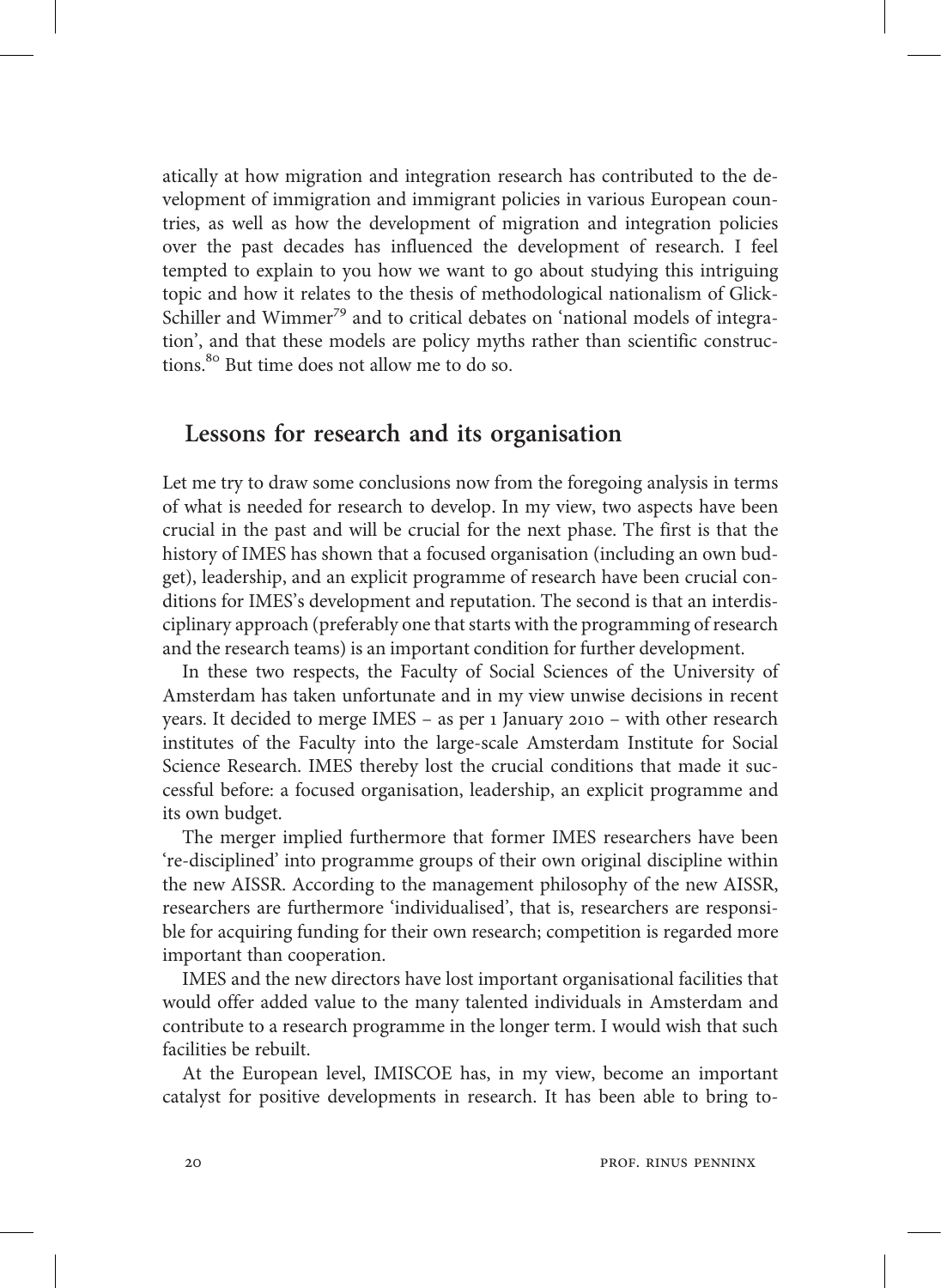atically at how migration and integration research has contributed to the development of immigration and immigrant policies in various European countries, as well as how the development of migration and integration policies over the past decades has influenced the development of research. I feel tempted to explain to you how we want to go about studying this intriguing topic and how it relates to the thesis of methodological nationalism of Glick-Schiller and Wimmer[79] and to critical debates on 'national models of integration', and that these models are policy myths rather than scientific constructions.[80] But time does not allow me to do so.

## Lessons for research and its organisation

Let me try to draw some conclusions now from the foregoing analysis in terms of what is needed for research to develop. In my view, two aspects have been crucial in the past and will be crucial for the next phase. The first is that the history of IMES has shown that a focused organisation (including an own budget), leadership, and an explicit programme of research have been crucial conditions for IMES's development and reputation. The second is that an interdisciplinary approach (preferably one that starts with the programming of research and the research teams) is an important condition for further development.

In these two respects, the Faculty of Social Sciences of the University of Amsterdam has taken unfortunate and in my view unwise decisions in recent years. It decided to merge IMES – as per 1 January 2010 – with other research institutes of the Faculty into the large-scale Amsterdam Institute for Social Science Research. IMES thereby lost the crucial conditions that made it successful before: a focused organisation, leadership, an explicit programme and its own budget.

The merger implied furthermore that former IMES researchers have been 're-disciplined' into programme groups of their own original discipline within the new AISSR. According to the management philosophy of the new AISSR, researchers are furthermore 'individualised', that is, researchers are responsible for acquiring funding for their own research; competition is regarded more important than cooperation.

IMES and the new directors have lost important organisational facilities that would offer added value to the many talented individuals in Amsterdam and contribute to a research programme in the longer term. I would wish that such facilities be rebuilt.

At the European level, IMISCOE has, in my view, become an important catalyst for positive developments in research. It has been able to bring to-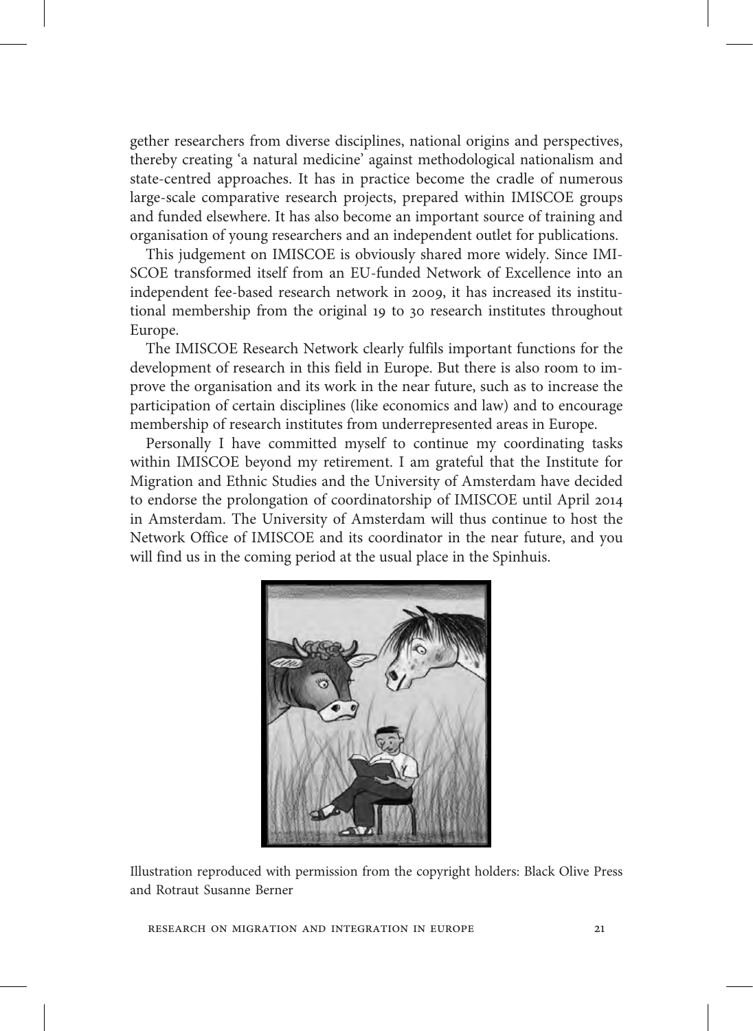gether researchers from diverse disciplines, national origins and perspectives, thereby creating 'a natural medicine' against methodological nationalism and state-centred approaches. It has in practice become the cradle of numerous large-scale comparative research projects, prepared within IMISCOE groups and funded elsewhere. It has also become an important source of training and organisation of young researchers and an independent outlet for publications.

This judgement on IMISCOE is obviously shared more widely. Since IMISCOE transformed itself from an EU-funded Network of Excellence into an independent fee-based research network in 2009, it has increased its institutional membership from the original 19 to 30 research institutes throughout Europe.

The IMISCOE Research Network clearly fulfils important functions for the development of research in this field in Europe. But there is also room to improve the organisation and its work in the near future, such as to increase the participation of certain disciplines (like economics and law) and to encourage membership of research institutes from underrepresented areas in Europe.

Personally I have committed myself to continue my coordinating tasks within IMISCOE beyond my retirement. I am grateful that the Institute for Migration and Ethnic Studies and the University of Amsterdam have decided to endorse the prolongation of coordinatorship of IMISCOE until April 2014 in Amsterdam. The University of Amsterdam will thus continue to host the Network Office of IMISCOE and its coordinator in the near future, and you will find us in the coming period at the usual place in the Spinhuis.

Illustration reproduced with permission from the copyright holders: Black Olive Press and Rotraut Susanne Berner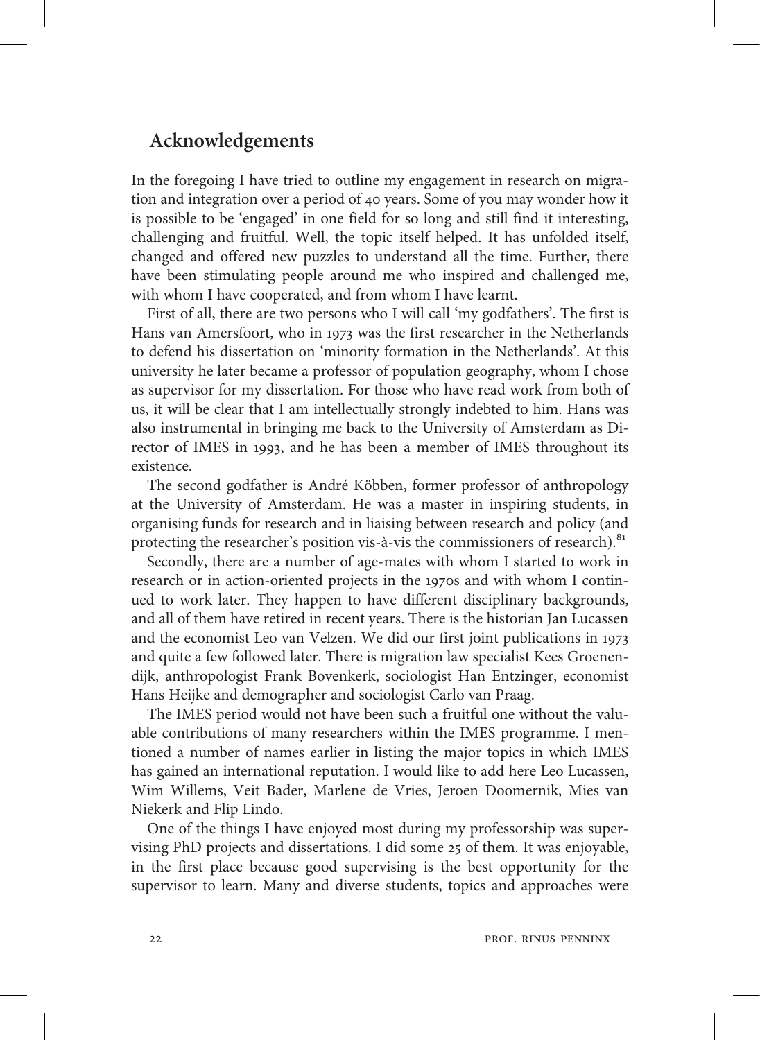## Acknowledgements

In the foregoing I have tried to outline my engagement in research on migration and integration over a period of 40 years. Some of you may wonder how it is possible to be 'engaged' in one field for so long and still find it interesting, challenging and fruitful. Well, the topic itself helped. It has unfolded itself, changed and offered new puzzles to understand all the time. Further, there have been stimulating people around me who inspired and challenged me, with whom I have cooperated, and from whom I have learnt.

First of all, there are two persons who I will call 'my godfathers'. The first is Hans van Amersfoort, who in 1973 was the first researcher in the Netherlands to defend his dissertation on 'minority formation in the Netherlands'. At this university he later became a professor of population geography, whom I chose as supervisor for my dissertation. For those who have read work from both of us, it will be clear that I am intellectually strongly indebted to him. Hans was also instrumental in bringing me back to the University of Amsterdam as Director of IMES in 1993, and he has been a member of IMES throughout its existence.

The second godfather is André Köbben, former professor of anthropology at the University of Amsterdam. He was a master in inspiring students, in organising funds for research and in liaising between research and policy (and protecting the researcher's position vis-à-vis the commissioners of research).[81]

Secondly, there are a number of age-mates with whom I started to work in research or in action-oriented projects in the 1970s and with whom I continued to work later. They happen to have different disciplinary backgrounds, and all of them have retired in recent years. There is the historian Jan Lucassen and the economist Leo van Velzen. We did our first joint publications in 1973 and quite a few followed later. There is migration law specialist Kees Groenendijk, anthropologist Frank Bovenkerk, sociologist Han Entzinger, economist Hans Heijke and demographer and sociologist Carlo van Praag.

The IMES period would not have been such a fruitful one without the valuable contributions of many researchers within the IMES programme. I mentioned a number of names earlier in listing the major topics in which IMES has gained an international reputation. I would like to add here Leo Lucassen, Wim Willems, Veit Bader, Marlene de Vries, Jeroen Doomernik, Mies van Niekerk and Flip Lindo.

One of the things I have enjoyed most during my professorship was supervising PhD projects and dissertations. I did some 25 of them. It was enjoyable, in the first place because good supervising is the best opportunity for the supervisor to learn. Many and diverse students, topics and approaches were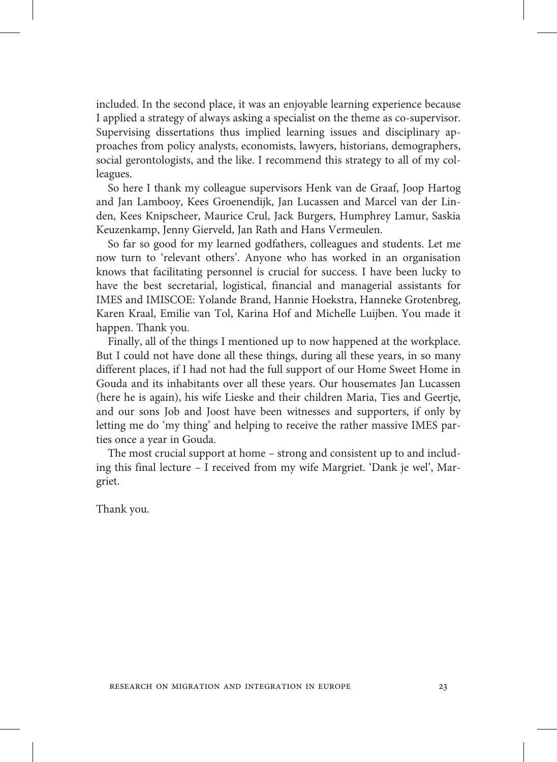included. In the second place, it was an enjoyable learning experience because I applied a strategy of always asking a specialist on the theme as co-supervisor. Supervising dissertations thus implied learning issues and disciplinary approaches from policy analysts, economists, lawyers, historians, demographers, social gerontologists, and the like. I recommend this strategy to all of my colleagues.

So here I thank my colleague supervisors Henk van de Graaf, Joop Hartog and Jan Lambooy, Kees Groenendijk, Jan Lucassen and Marcel van der Linden, Kees Knipscheer, Maurice Crul, Jack Burgers, Humphrey Lamur, Saskia Keuzenkamp, Jenny Gierveld, Jan Rath and Hans Vermeulen.

So far so good for my learned godfathers, colleagues and students. Let me now turn to 'relevant others'. Anyone who has worked in an organisation knows that facilitating personnel is crucial for success. I have been lucky to have the best secretarial, logistical, financial and managerial assistants for IMES and IMISCOE: Yolande Brand, Hannie Hoekstra, Hanneke Grotenbreg, Karen Kraal, Emilie van Tol, Karina Hof and Michelle Luijben. You made it happen. Thank you.

Finally, all of the things I mentioned up to now happened at the workplace. But I could not have done all these things, during all these years, in so many different places, if I had not had the full support of our Home Sweet Home in Gouda and its inhabitants over all these years. Our housemates Jan Lucassen (here he is again), his wife Lieske and their children Maria, Ties and Geertje, and our sons Job and Joost have been witnesses and supporters, if only by letting me do 'my thing' and helping to receive the rather massive IMES parties once a year in Gouda.

The most crucial support at home – strong and consistent up to and including this final lecture – I received from my wife Margriet. 'Dank je wel', Margriet.

Thank you.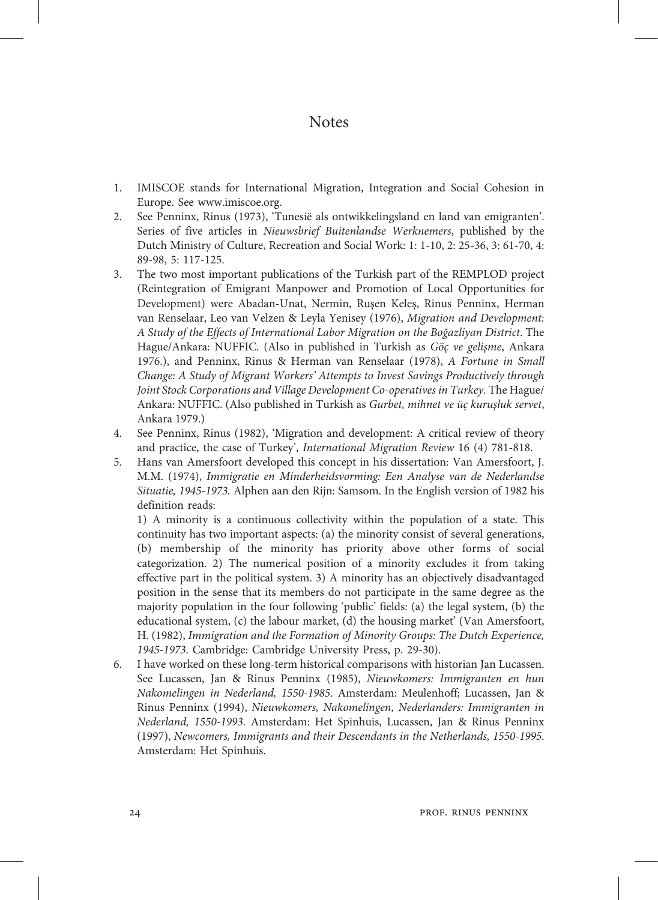# Notes

1. IMISCOE stands for International Migration, Integration and Social Cohesion in Europe. See www.imiscoe.org.
2. See Penninx, Rinus (1973), 'Tunesië als ontwikkelingsland en land van emigranten'. Series of five articles in *Nieuwsbrief Buitenlandse Werknemers*, published by the Dutch Ministry of Culture, Recreation and Social Work: 1: 1-10, 2: 25-36, 3: 61-70, 4: 89-98, 5: 117-125.
3. The two most important publications of the Turkish part of the REMPLOD project (Reintegration of Emigrant Manpower and Promotion of Local Opportunities for Development) were Abadan-Unat, Nermin, Ruşen Keleş, Rinus Penninx, Herman van Renselaar, Leo van Velzen & Leyla Yenisey (1976), *Migration and Development: A Study of the Effects of International Labor Migration on the Boğazliyan District*. The Hague/Ankara: NUFFIC. (Also in published in Turkish as *Göç ve gelişme*, Ankara 1976.), and Penninx, Rinus & Herman van Renselaar (1978), *A Fortune in Small Change: A Study of Migrant Workers' Attempts to Invest Savings Productively through Joint Stock Corporations and Village Development Co-operatives in Turkey*. The Hague/ Ankara: NUFFIC. (Also published in Turkish as *Gurbet, mihnet ve üç kuruşluk servet*, Ankara 1979.)
4. See Penninx, Rinus (1982), 'Migration and development: A critical review of theory and practice, the case of Turkey', *International Migration Review* 16 (4) 781-818.
5. Hans van Amersfoort developed this concept in his dissertation: Van Amersfoort, J. M.M. (1974), *Immigratie en Minderheidsvorming: Een Analyse van de Nederlandse Situatie, 1945-1973*. Alphen aan den Rijn: Samsom. In the English version of 1982 his definition reads:

   1) A minority is a continuous collectivity within the population of a state. This continuity has two important aspects: (a) the minority consist of several generations, (b) membership of the minority has priority above other forms of social categorization. 2) The numerical position of a minority excludes it from taking effective part in the political system. 3) A minority has an objectively disadvantaged position in the sense that its members do not participate in the same degree as the majority population in the four following 'public' fields: (a) the legal system, (b) the educational system, (c) the labour market, (d) the housing market' (Van Amersfoort, H. (1982), *Immigration and the Formation of Minority Groups: The Dutch Experience, 1945-1973*. Cambridge: Cambridge University Press, p. 29-30).
6. I have worked on these long-term historical comparisons with historian Jan Lucassen. See Lucassen, Jan & Rinus Penninx (1985), *Nieuwkomers: Immigranten en hun Nakomelingen in Nederland, 1550-1985*. Amsterdam: Meulenhoff; Lucassen, Jan & Rinus Penninx (1994), *Nieuwkomers, Nakomelingen, Nederlanders: Immigranten in Nederland, 1550-1993*. Amsterdam: Het Spinhuis, Lucassen, Jan & Rinus Penninx (1997), *Newcomers, Immigrants and their Descendants in the Netherlands, 1550-1995*. Amsterdam: Het Spinhuis.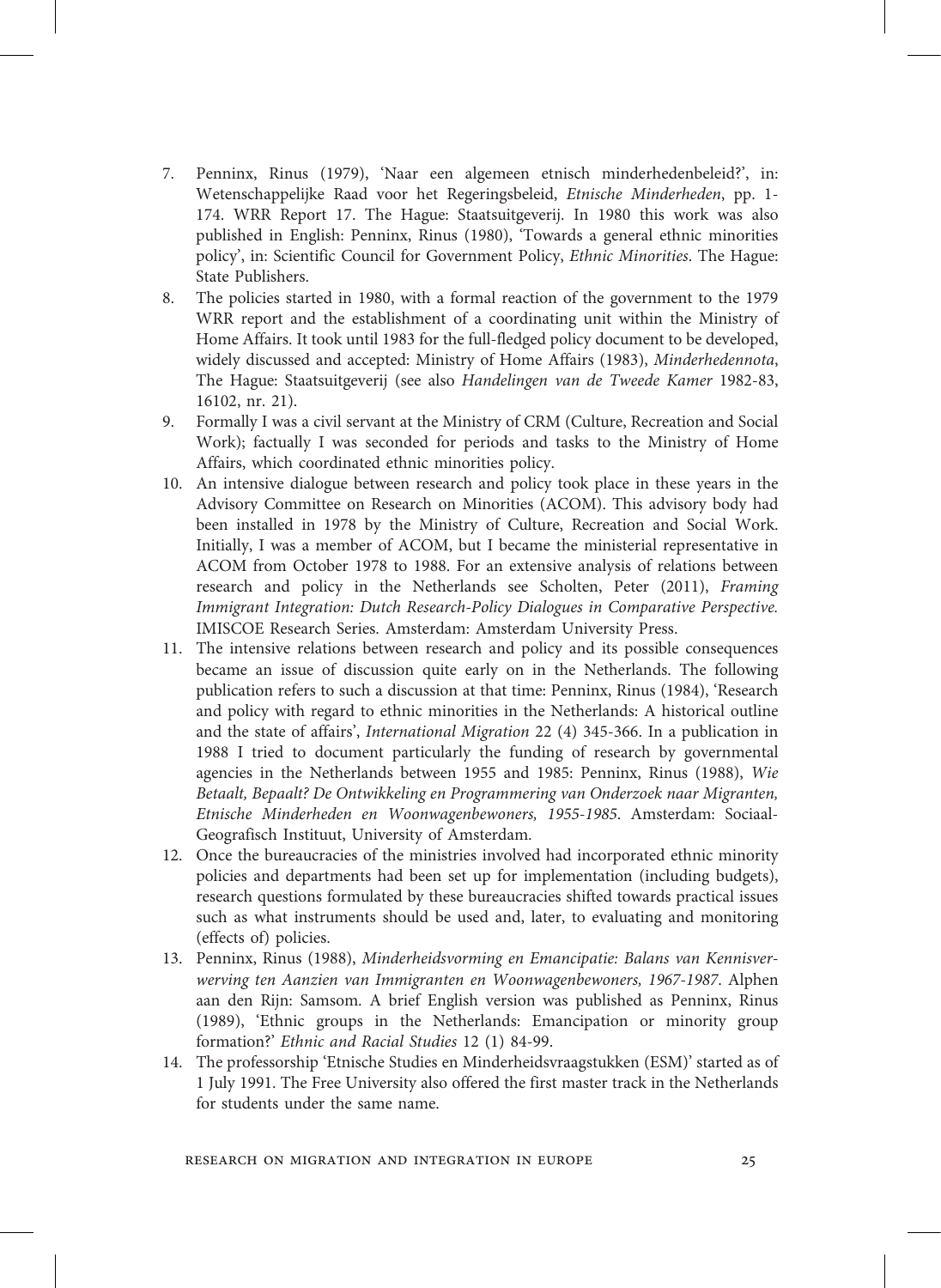7. Penninx, Rinus (1979), 'Naar een algemeen etnisch minderhedenbeleid?', in: Wetenschappelijke Raad voor het Regeringsbeleid, *Etnische Minderheden*, pp. 1-174. WRR Report 17. The Hague: Staatsuitgeverij. In 1980 this work was also published in English: Penninx, Rinus (1980), 'Towards a general ethnic minorities policy', in: Scientific Council for Government Policy, *Ethnic Minorities*. The Hague: State Publishers.
8. The policies started in 1980, with a formal reaction of the government to the 1979 WRR report and the establishment of a coordinating unit within the Ministry of Home Affairs. It took until 1983 for the full-fledged policy document to be developed, widely discussed and accepted: Ministry of Home Affairs (1983), *Minderhedennota*, The Hague: Staatsuitgeverij (see also *Handelingen van de Tweede Kamer* 1982-83, 16102, nr. 21).
9. Formally I was a civil servant at the Ministry of CRM (Culture, Recreation and Social Work); factually I was seconded for periods and tasks to the Ministry of Home Affairs, which coordinated ethnic minorities policy.
10. An intensive dialogue between research and policy took place in these years in the Advisory Committee on Research on Minorities (ACOM). This advisory body had been installed in 1978 by the Ministry of Culture, Recreation and Social Work. Initially, I was a member of ACOM, but I became the ministerial representative in ACOM from October 1978 to 1988. For an extensive analysis of relations between research and policy in the Netherlands see Scholten, Peter (2011), *Framing Immigrant Integration: Dutch Research-Policy Dialogues in Comparative Perspective.* IMISCOE Research Series. Amsterdam: Amsterdam University Press.
11. The intensive relations between research and policy and its possible consequences became an issue of discussion quite early on in the Netherlands. The following publication refers to such a discussion at that time: Penninx, Rinus (1984), 'Research and policy with regard to ethnic minorities in the Netherlands: A historical outline and the state of affairs', *International Migration* 22 (4) 345-366. In a publication in 1988 I tried to document particularly the funding of research by governmental agencies in the Netherlands between 1955 and 1985: Penninx, Rinus (1988), *Wie Betaalt, Bepaalt? De Ontwikkeling en Programmering van Onderzoek naar Migranten, Etnische Minderheden en Woonwagenbewoners, 1955-1985*. Amsterdam: Sociaal-Geografisch Instituut, University of Amsterdam.
12. Once the bureaucracies of the ministries involved had incorporated ethnic minority policies and departments had been set up for implementation (including budgets), research questions formulated by these bureaucracies shifted towards practical issues such as what instruments should be used and, later, to evaluating and monitoring (effects of) policies.
13. Penninx, Rinus (1988), *Minderheidsvorming en Emancipatie: Balans van Kennisverwerving ten Aanzien van Immigranten en Woonwagenbewoners, 1967-1987*. Alphen aan den Rijn: Samsom. A brief English version was published as Penninx, Rinus (1989), 'Ethnic groups in the Netherlands: Emancipation or minority group formation?' *Ethnic and Racial Studies* 12 (1) 84-99.
14. The professorship 'Etnische Studies en Minderheidsvraagstukken (ESM)' started as of 1 July 1991. The Free University also offered the first master track in the Netherlands for students under the same name.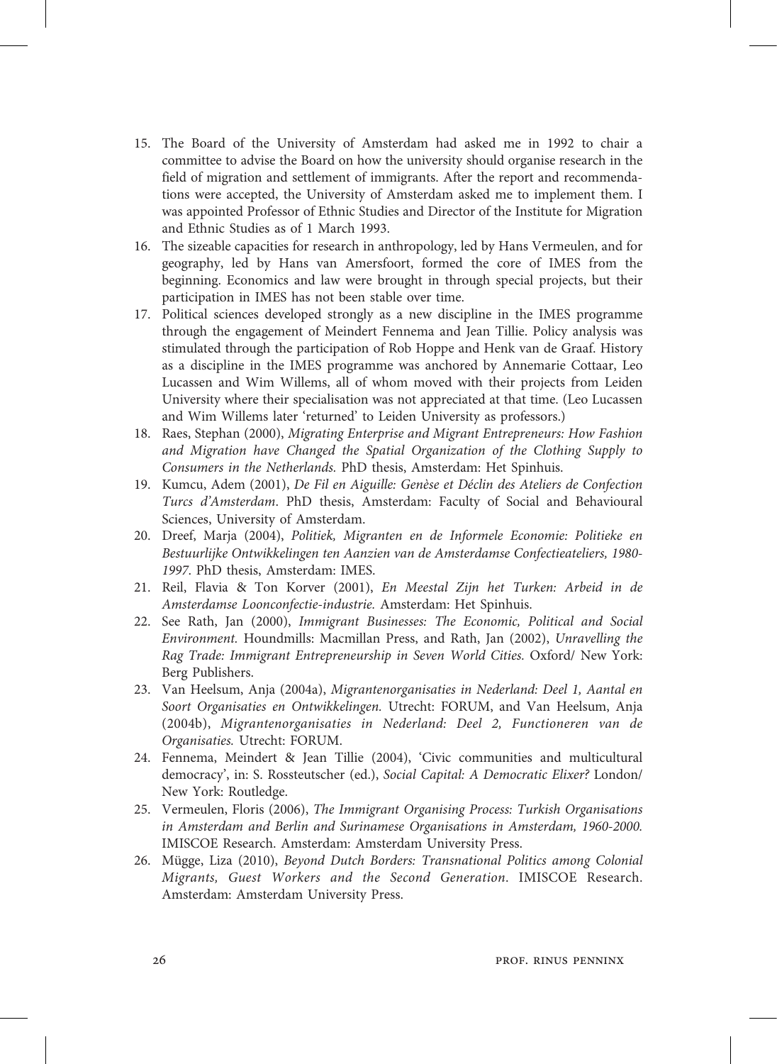15. The Board of the University of Amsterdam had asked me in 1992 to chair a committee to advise the Board on how the university should organise research in the field of migration and settlement of immigrants. After the report and recommendations were accepted, the University of Amsterdam asked me to implement them. I was appointed Professor of Ethnic Studies and Director of the Institute for Migration and Ethnic Studies as of 1 March 1993.
16. The sizeable capacities for research in anthropology, led by Hans Vermeulen, and for geography, led by Hans van Amersfoort, formed the core of IMES from the beginning. Economics and law were brought in through special projects, but their participation in IMES has not been stable over time.
17. Political sciences developed strongly as a new discipline in the IMES programme through the engagement of Meindert Fennema and Jean Tillie. Policy analysis was stimulated through the participation of Rob Hoppe and Henk van de Graaf. History as a discipline in the IMES programme was anchored by Annemarie Cottaar, Leo Lucassen and Wim Willems, all of whom moved with their projects from Leiden University where their specialisation was not appreciated at that time. (Leo Lucassen and Wim Willems later 'returned' to Leiden University as professors.)
18. Raes, Stephan (2000), *Migrating Enterprise and Migrant Entrepreneurs: How Fashion and Migration have Changed the Spatial Organization of the Clothing Supply to Consumers in the Netherlands.* PhD thesis, Amsterdam: Het Spinhuis.
19. Kumcu, Adem (2001), *De Fil en Aiguille: Genèse et Déclin des Ateliers de Confection Turcs d'Amsterdam*. PhD thesis, Amsterdam: Faculty of Social and Behavioural Sciences, University of Amsterdam.
20. Dreef, Marja (2004), *Politiek, Migranten en de Informele Economie: Politieke en Bestuurlijke Ontwikkelingen ten Aanzien van de Amsterdamse Confectieateliers, 1980-1997*. PhD thesis, Amsterdam: IMES.
21. Reil, Flavia & Ton Korver (2001), *En Meestal Zijn het Turken: Arbeid in de Amsterdamse Loonconfectie-industrie.* Amsterdam: Het Spinhuis.
22. See Rath, Jan (2000), *Immigrant Businesses: The Economic, Political and Social Environment.* Houndmills: Macmillan Press, and Rath, Jan (2002), *Unravelling the Rag Trade: Immigrant Entrepreneurship in Seven World Cities.* Oxford/ New York: Berg Publishers.
23. Van Heelsum, Anja (2004a), *Migrantenorganisaties in Nederland: Deel 1, Aantal en Soort Organisaties en Ontwikkelingen.* Utrecht: FORUM, and Van Heelsum, Anja (2004b), *Migrantenorganisaties in Nederland: Deel 2, Functioneren van de Organisaties.* Utrecht: FORUM.
24. Fennema, Meindert & Jean Tillie (2004), 'Civic communities and multicultural democracy', in: S. Rossteutscher (ed.), *Social Capital: A Democratic Elixer?* London/ New York: Routledge.
25. Vermeulen, Floris (2006), *The Immigrant Organising Process: Turkish Organisations in Amsterdam and Berlin and Surinamese Organisations in Amsterdam, 1960-2000.* IMISCOE Research. Amsterdam: Amsterdam University Press.
26. Mügge, Liza (2010), *Beyond Dutch Borders: Transnational Politics among Colonial Migrants, Guest Workers and the Second Generation*. IMISCOE Research. Amsterdam: Amsterdam University Press.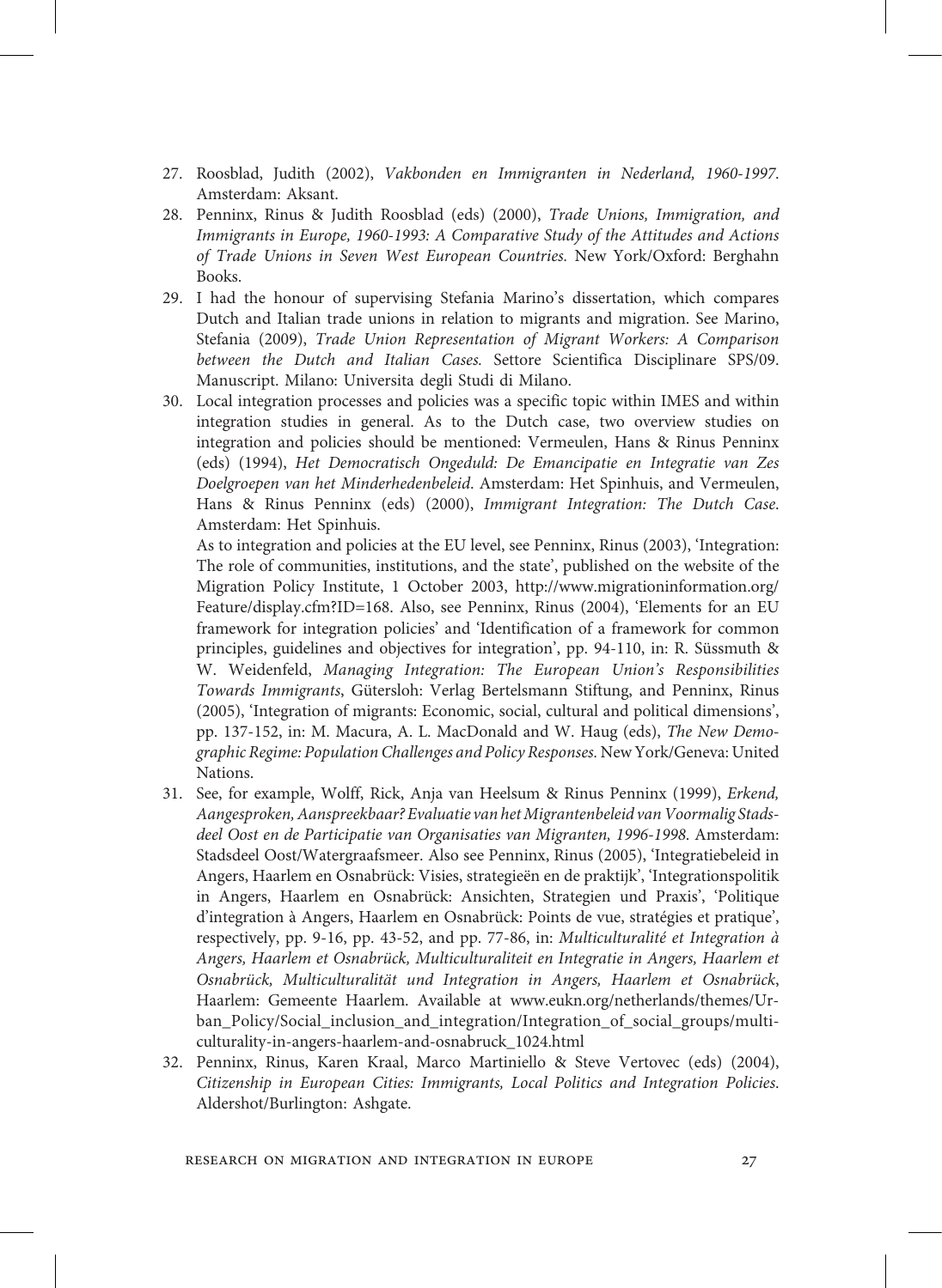27. Roosblad, Judith (2002), *Vakbonden en Immigranten in Nederland, 1960-1997*. Amsterdam: Aksant.
28. Penninx, Rinus & Judith Roosblad (eds) (2000), *Trade Unions, Immigration, and Immigrants in Europe, 1960-1993: A Comparative Study of the Attitudes and Actions of Trade Unions in Seven West European Countries*. New York/Oxford: Berghahn Books.
29. I had the honour of supervising Stefania Marino's dissertation, which compares Dutch and Italian trade unions in relation to migrants and migration. See Marino, Stefania (2009), *Trade Union Representation of Migrant Workers: A Comparison between the Dutch and Italian Cases*. Settore Scientifica Disciplinare SPS/09. Manuscript. Milano: Universita degli Studi di Milano.
30. Local integration processes and policies was a specific topic within IMES and within integration studies in general. As to the Dutch case, two overview studies on integration and policies should be mentioned: Vermeulen, Hans & Rinus Penninx (eds) (1994), *Het Democratisch Ongeduld: De Emancipatie en Integratie van Zes Doelgroepen van het Minderhedenbeleid*. Amsterdam: Het Spinhuis, and Vermeulen, Hans & Rinus Penninx (eds) (2000), *Immigrant Integration: The Dutch Case*. Amsterdam: Het Spinhuis.

    As to integration and policies at the EU level, see Penninx, Rinus (2003), 'Integration: The role of communities, institutions, and the state', published on the website of the Migration Policy Institute, 1 October 2003, http://www.migrationinformation.org/Feature/display.cfm?ID=168. Also, see Penninx, Rinus (2004), 'Elements for an EU framework for integration policies' and 'Identification of a framework for common principles, guidelines and objectives for integration', pp. 94-110, in: R. Süssmuth & W. Weidenfeld, *Managing Integration: The European Union's Responsibilities Towards Immigrants*, Gütersloh: Verlag Bertelsmann Stiftung, and Penninx, Rinus (2005), 'Integration of migrants: Economic, social, cultural and political dimensions', pp. 137-152, in: M. Macura, A. L. MacDonald and W. Haug (eds), *The New Demographic Regime: Population Challenges and Policy Responses*. New York/Geneva: United Nations.
31. See, for example, Wolff, Rick, Anja van Heelsum & Rinus Penninx (1999), *Erkend, Aangesproken, Aanspreekbaar? Evaluatie van het Migrantenbeleid van Voormalig Stadsdeel Oost en de Participatie van Organisaties van Migranten, 1996-1998*. Amsterdam: Stadsdeel Oost/Watergraafsmeer. Also see Penninx, Rinus (2005), 'Integratiebeleid in Angers, Haarlem en Osnabrück: Visies, strategieën en de praktijk', 'Integrationspolitik in Angers, Haarlem en Osnabrück: Ansichten, Strategien und Praxis', 'Politique d'integration à Angers, Haarlem en Osnabrück: Points de vue, stratégies et pratique', respectively, pp. 9-16, pp. 43-52, and pp. 77-86, in: *Multiculturalité et Integration à Angers, Haarlem et Osnabrück, Multiculturaliteit en Integratie in Angers, Haarlem et Osnabrück, Multiculturalität und Integration in Angers, Haarlem et Osnabrück*, Haarlem: Gemeente Haarlem. Available at www.eukn.org/netherlands/themes/Urban_Policy/Social_inclusion_and_integration/Integration_of_social_groups/multiculturality-in-angers-haarlem-and-osnabruck_1024.html
32. Penninx, Rinus, Karen Kraal, Marco Martiniello & Steve Vertovec (eds) (2004), *Citizenship in European Cities: Immigrants, Local Politics and Integration Policies*. Aldershot/Burlington: Ashgate.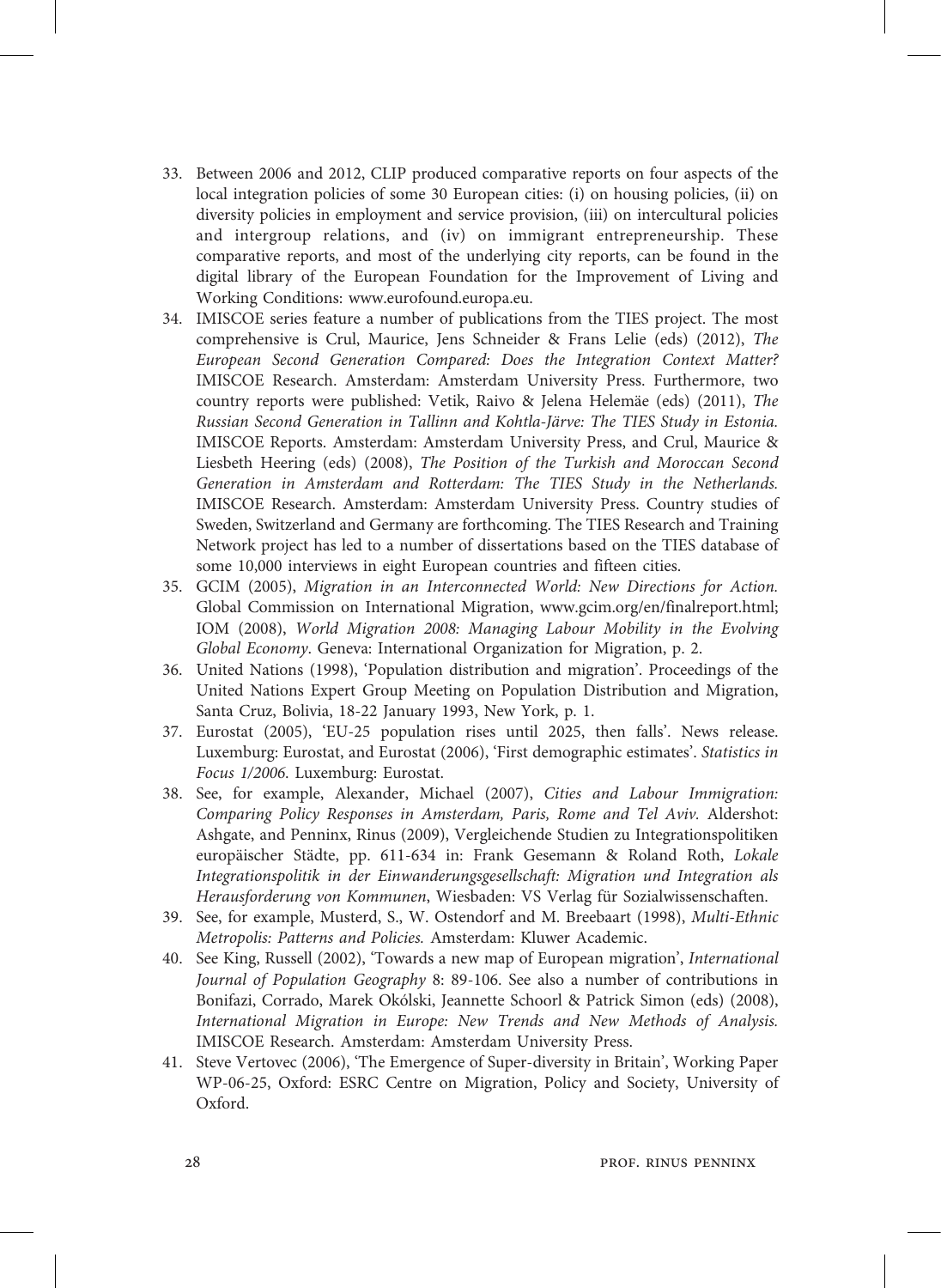33. Between 2006 and 2012, CLIP produced comparative reports on four aspects of the local integration policies of some 30 European cities: (i) on housing policies, (ii) on diversity policies in employment and service provision, (iii) on intercultural policies and intergroup relations, and (iv) on immigrant entrepreneurship. These comparative reports, and most of the underlying city reports, can be found in the digital library of the European Foundation for the Improvement of Living and Working Conditions: www.eurofound.europa.eu.
34. IMISCOE series feature a number of publications from the TIES project. The most comprehensive is Crul, Maurice, Jens Schneider & Frans Lelie (eds) (2012), *The European Second Generation Compared: Does the Integration Context Matter?* IMISCOE Research. Amsterdam: Amsterdam University Press. Furthermore, two country reports were published: Vetik, Raivo & Jelena Helemäe (eds) (2011), *The Russian Second Generation in Tallinn and Kohtla-Järve: The TIES Study in Estonia.* IMISCOE Reports. Amsterdam: Amsterdam University Press, and Crul, Maurice & Liesbeth Heering (eds) (2008), *The Position of the Turkish and Moroccan Second Generation in Amsterdam and Rotterdam: The TIES Study in the Netherlands.* IMISCOE Research. Amsterdam: Amsterdam University Press. Country studies of Sweden, Switzerland and Germany are forthcoming. The TIES Research and Training Network project has led to a number of dissertations based on the TIES database of some 10,000 interviews in eight European countries and fifteen cities.
35. GCIM (2005), *Migration in an Interconnected World: New Directions for Action.* Global Commission on International Migration, www.gcim.org/en/finalreport.html; IOM (2008), *World Migration 2008: Managing Labour Mobility in the Evolving Global Economy*. Geneva: International Organization for Migration, p. 2.
36. United Nations (1998), 'Population distribution and migration'. Proceedings of the United Nations Expert Group Meeting on Population Distribution and Migration, Santa Cruz, Bolivia, 18-22 January 1993, New York, p. 1.
37. Eurostat (2005), 'EU-25 population rises until 2025, then falls'. News release. Luxemburg: Eurostat, and Eurostat (2006), 'First demographic estimates'. *Statistics in Focus 1/2006.* Luxemburg: Eurostat.
38. See, for example, Alexander, Michael (2007), *Cities and Labour Immigration: Comparing Policy Responses in Amsterdam, Paris, Rome and Tel Aviv.* Aldershot: Ashgate, and Penninx, Rinus (2009), Vergleichende Studien zu Integrationspolitiken europäischer Städte, pp. 611-634 in: Frank Gesemann & Roland Roth, *Lokale Integrationspolitik in der Einwanderungsgesellschaft: Migration und Integration als Herausforderung von Kommunen*, Wiesbaden: VS Verlag für Sozialwissenschaften.
39. See, for example, Musterd, S., W. Ostendorf and M. Breebaart (1998), *Multi-Ethnic Metropolis: Patterns and Policies.* Amsterdam: Kluwer Academic.
40. See King, Russell (2002), 'Towards a new map of European migration', *International Journal of Population Geography* 8: 89-106. See also a number of contributions in Bonifazi, Corrado, Marek Okólski, Jeannette Schoorl & Patrick Simon (eds) (2008), *International Migration in Europe: New Trends and New Methods of Analysis.* IMISCOE Research. Amsterdam: Amsterdam University Press.
41. Steve Vertovec (2006), 'The Emergence of Super-diversity in Britain', Working Paper WP-06-25, Oxford: ESRC Centre on Migration, Policy and Society, University of Oxford.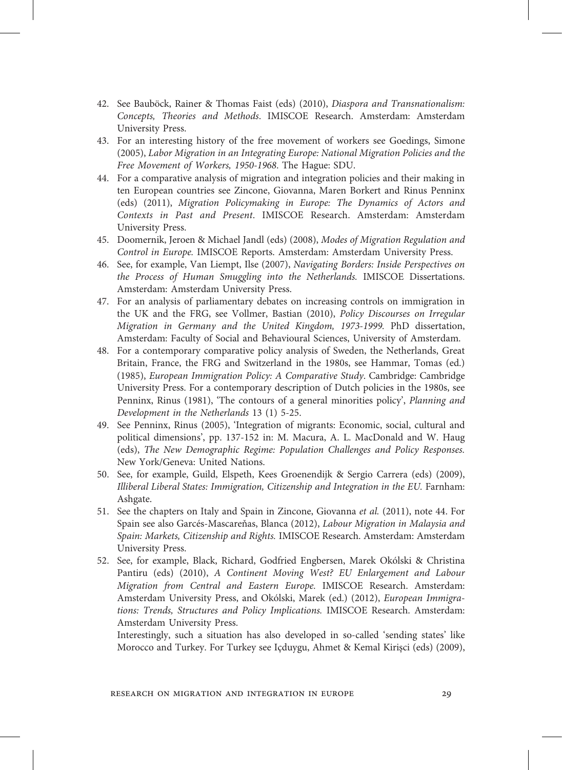42. See Bauböck, Rainer & Thomas Faist (eds) (2010), *Diaspora and Transnationalism: Concepts, Theories and Methods*. IMISCOE Research. Amsterdam: Amsterdam University Press.
43. For an interesting history of the free movement of workers see Goedings, Simone (2005), *Labor Migration in an Integrating Europe: National Migration Policies and the Free Movement of Workers, 1950-1968*. The Hague: SDU.
44. For a comparative analysis of migration and integration policies and their making in ten European countries see Zincone, Giovanna, Maren Borkert and Rinus Penninx (eds) (2011), *Migration Policymaking in Europe: The Dynamics of Actors and Contexts in Past and Present*. IMISCOE Research. Amsterdam: Amsterdam University Press.
45. Doomernik, Jeroen & Michael Jandl (eds) (2008), *Modes of Migration Regulation and Control in Europe.* IMISCOE Reports. Amsterdam: Amsterdam University Press.
46. See, for example, Van Liempt, Ilse (2007), *Navigating Borders: Inside Perspectives on the Process of Human Smuggling into the Netherlands.* IMISCOE Dissertations. Amsterdam: Amsterdam University Press.
47. For an analysis of parliamentary debates on increasing controls on immigration in the UK and the FRG, see Vollmer, Bastian (2010), *Policy Discourses on Irregular Migration in Germany and the United Kingdom, 1973-1999.* PhD dissertation, Amsterdam: Faculty of Social and Behavioural Sciences, University of Amsterdam.
48. For a contemporary comparative policy analysis of Sweden, the Netherlands, Great Britain, France, the FRG and Switzerland in the 1980s, see Hammar, Tomas (ed.) (1985), *European Immigration Policy: A Comparative Study*. Cambridge: Cambridge University Press. For a contemporary description of Dutch policies in the 1980s, see Penninx, Rinus (1981), 'The contours of a general minorities policy', *Planning and Development in the Netherlands* 13 (1) 5-25.
49. See Penninx, Rinus (2005), 'Integration of migrants: Economic, social, cultural and political dimensions', pp. 137-152 in: M. Macura, A. L. MacDonald and W. Haug (eds), *The New Demographic Regime: Population Challenges and Policy Responses.* New York/Geneva: United Nations.
50. See, for example, Guild, Elspeth, Kees Groenendijk & Sergio Carrera (eds) (2009), *Illiberal Liberal States: Immigration, Citizenship and Integration in the EU.* Farnham: Ashgate.
51. See the chapters on Italy and Spain in Zincone, Giovanna *et al.* (2011), note 44. For Spain see also Garcés-Mascareñas, Blanca (2012), *Labour Migration in Malaysia and Spain: Markets, Citizenship and Rights.* IMISCOE Research. Amsterdam: Amsterdam University Press.
52. See, for example, Black, Richard, Godfried Engbersen, Marek Okólski & Christina Pantiru (eds) (2010), *A Continent Moving West? EU Enlargement and Labour Migration from Central and Eastern Europe.* IMISCOE Research. Amsterdam: Amsterdam University Press, and Okólski, Marek (ed.) (2012), *European Immigrations: Trends, Structures and Policy Implications.* IMISCOE Research. Amsterdam: Amsterdam University Press.

    Interestingly, such a situation has also developed in so-called 'sending states' like Morocco and Turkey. For Turkey see Içduygu, Ahmet & Kemal Kirişci (eds) (2009),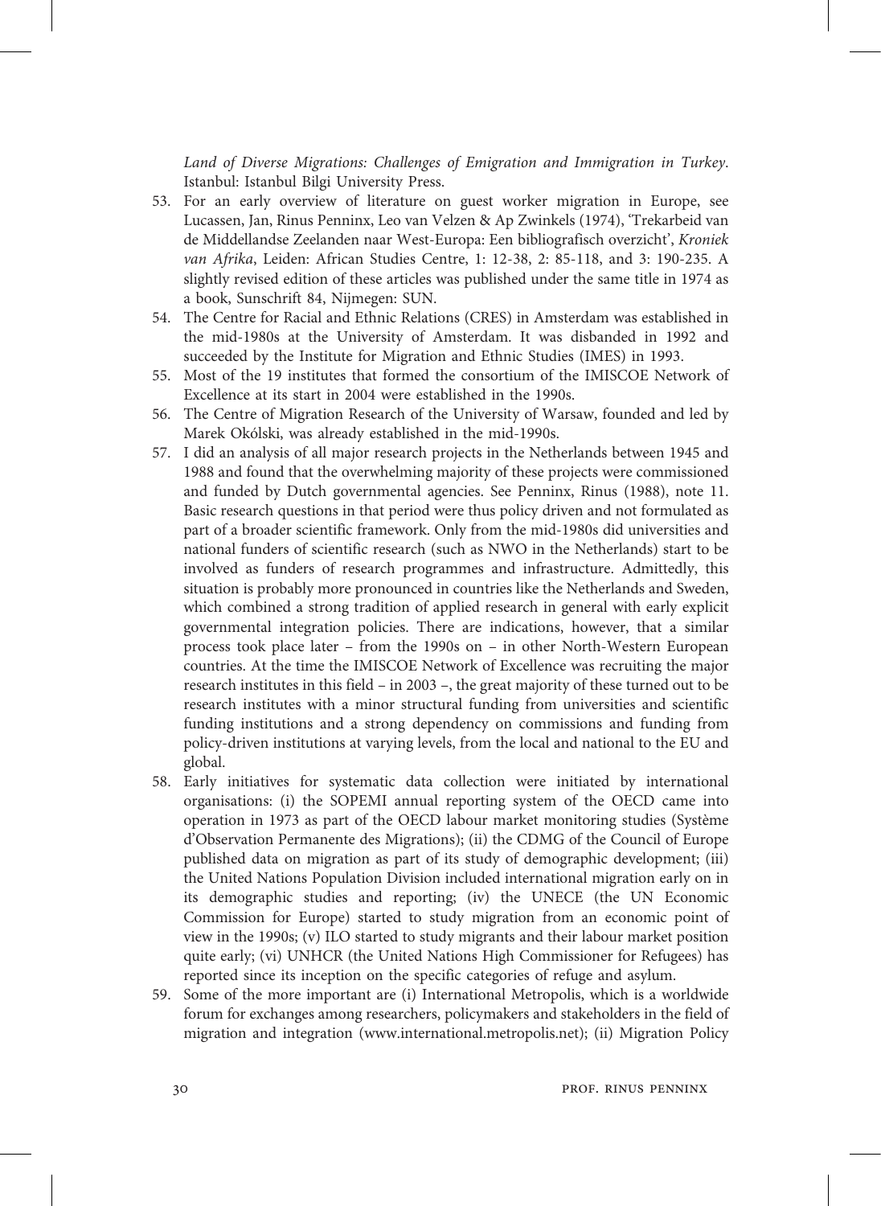*Land of Diverse Migrations: Challenges of Emigration and Immigration in Turkey*. Istanbul: Istanbul Bilgi University Press.

53. For an early overview of literature on guest worker migration in Europe, see Lucassen, Jan, Rinus Penninx, Leo van Velzen & Ap Zwinkels (1974), 'Trekarbeid van de Middellandse Zeelanden naar West-Europa: Een bibliografisch overzicht', *Kroniek van Afrika*, Leiden: African Studies Centre, 1: 12-38, 2: 85-118, and 3: 190-235. A slightly revised edition of these articles was published under the same title in 1974 as a book, Sunschrift 84, Nijmegen: SUN.
54. The Centre for Racial and Ethnic Relations (CRES) in Amsterdam was established in the mid-1980s at the University of Amsterdam. It was disbanded in 1992 and succeeded by the Institute for Migration and Ethnic Studies (IMES) in 1993.
55. Most of the 19 institutes that formed the consortium of the IMISCOE Network of Excellence at its start in 2004 were established in the 1990s.
56. The Centre of Migration Research of the University of Warsaw, founded and led by Marek Okólski, was already established in the mid-1990s.
57. I did an analysis of all major research projects in the Netherlands between 1945 and 1988 and found that the overwhelming majority of these projects were commissioned and funded by Dutch governmental agencies. See Penninx, Rinus (1988), note 11. Basic research questions in that period were thus policy driven and not formulated as part of a broader scientific framework. Only from the mid-1980s did universities and national funders of scientific research (such as NWO in the Netherlands) start to be involved as funders of research programmes and infrastructure. Admittedly, this situation is probably more pronounced in countries like the Netherlands and Sweden, which combined a strong tradition of applied research in general with early explicit governmental integration policies. There are indications, however, that a similar process took place later – from the 1990s on – in other North-Western European countries. At the time the IMISCOE Network of Excellence was recruiting the major research institutes in this field – in 2003 –, the great majority of these turned out to be research institutes with a minor structural funding from universities and scientific funding institutions and a strong dependency on commissions and funding from policy-driven institutions at varying levels, from the local and national to the EU and global.
58. Early initiatives for systematic data collection were initiated by international organisations: (i) the SOPEMI annual reporting system of the OECD came into operation in 1973 as part of the OECD labour market monitoring studies (Système d'Observation Permanente des Migrations); (ii) the CDMG of the Council of Europe published data on migration as part of its study of demographic development; (iii) the United Nations Population Division included international migration early on in its demographic studies and reporting; (iv) the UNECE (the UN Economic Commission for Europe) started to study migration from an economic point of view in the 1990s; (v) ILO started to study migrants and their labour market position quite early; (vi) UNHCR (the United Nations High Commissioner for Refugees) has reported since its inception on the specific categories of refuge and asylum.
59. Some of the more important are (i) International Metropolis, which is a worldwide forum for exchanges among researchers, policymakers and stakeholders in the field of migration and integration (www.international.metropolis.net); (ii) Migration Policy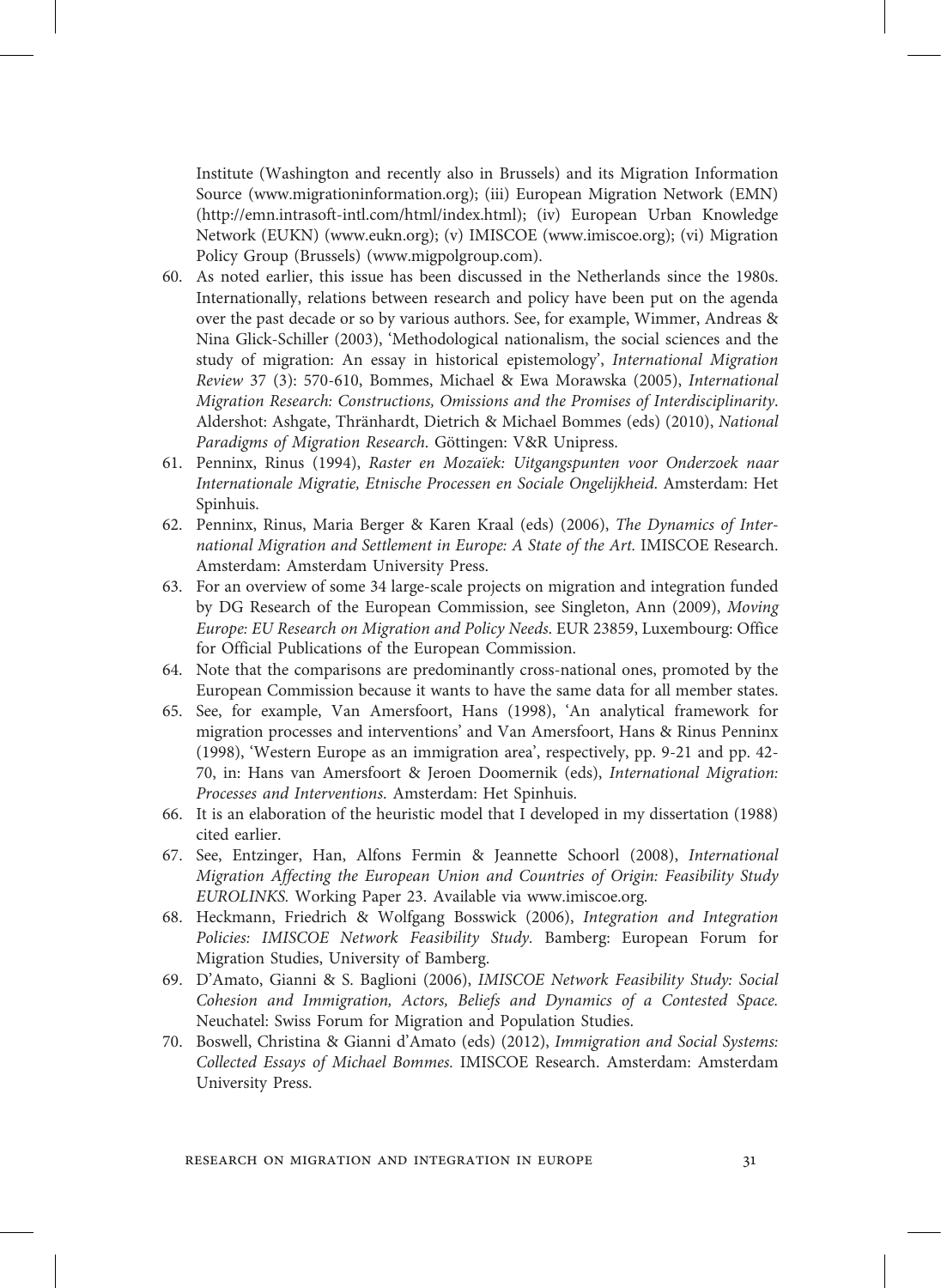Institute (Washington and recently also in Brussels) and its Migration Information Source (www.migrationinformation.org); (iii) European Migration Network (EMN) (http://emn.intrasoft-intl.com/html/index.html); (iv) European Urban Knowledge Network (EUKN) (www.eukn.org); (v) IMISCOE (www.imiscoe.org); (vi) Migration Policy Group (Brussels) (www.migpolgroup.com).

60. As noted earlier, this issue has been discussed in the Netherlands since the 1980s. Internationally, relations between research and policy have been put on the agenda over the past decade or so by various authors. See, for example, Wimmer, Andreas & Nina Glick-Schiller (2003), 'Methodological nationalism, the social sciences and the study of migration: An essay in historical epistemology', *International Migration Review* 37 (3): 570-610, Bommes, Michael & Ewa Morawska (2005), *International Migration Research: Constructions, Omissions and the Promises of Interdisciplinarity*. Aldershot: Ashgate, Thränhardt, Dietrich & Michael Bommes (eds) (2010), *National Paradigms of Migration Research*. Göttingen: V&R Unipress.
61. Penninx, Rinus (1994), *Raster en Mozaïek: Uitgangspunten voor Onderzoek naar Internationale Migratie, Etnische Processen en Sociale Ongelijkheid*. Amsterdam: Het Spinhuis.
62. Penninx, Rinus, Maria Berger & Karen Kraal (eds) (2006), *The Dynamics of International Migration and Settlement in Europe: A State of the Art*. IMISCOE Research. Amsterdam: Amsterdam University Press.
63. For an overview of some 34 large-scale projects on migration and integration funded by DG Research of the European Commission, see Singleton, Ann (2009), *Moving Europe: EU Research on Migration and Policy Needs*. EUR 23859, Luxembourg: Office for Official Publications of the European Commission.
64. Note that the comparisons are predominantly cross-national ones, promoted by the European Commission because it wants to have the same data for all member states.
65. See, for example, Van Amersfoort, Hans (1998), 'An analytical framework for migration processes and interventions' and Van Amersfoort, Hans & Rinus Penninx (1998), 'Western Europe as an immigration area', respectively, pp. 9-21 and pp. 42-70, in: Hans van Amersfoort & Jeroen Doomernik (eds), *International Migration: Processes and Interventions*. Amsterdam: Het Spinhuis.
66. It is an elaboration of the heuristic model that I developed in my dissertation (1988) cited earlier.
67. See, Entzinger, Han, Alfons Fermin & Jeannette Schoorl (2008), *International Migration Affecting the European Union and Countries of Origin: Feasibility Study EUROLINKS*. Working Paper 23. Available via www.imiscoe.org.
68. Heckmann, Friedrich & Wolfgang Bosswick (2006), *Integration and Integration Policies: IMISCOE Network Feasibility Study*. Bamberg: European Forum for Migration Studies, University of Bamberg.
69. D'Amato, Gianni & S. Baglioni (2006), *IMISCOE Network Feasibility Study: Social Cohesion and Immigration, Actors, Beliefs and Dynamics of a Contested Space*. Neuchatel: Swiss Forum for Migration and Population Studies.
70. Boswell, Christina & Gianni d'Amato (eds) (2012), *Immigration and Social Systems: Collected Essays of Michael Bommes*. IMISCOE Research. Amsterdam: Amsterdam University Press.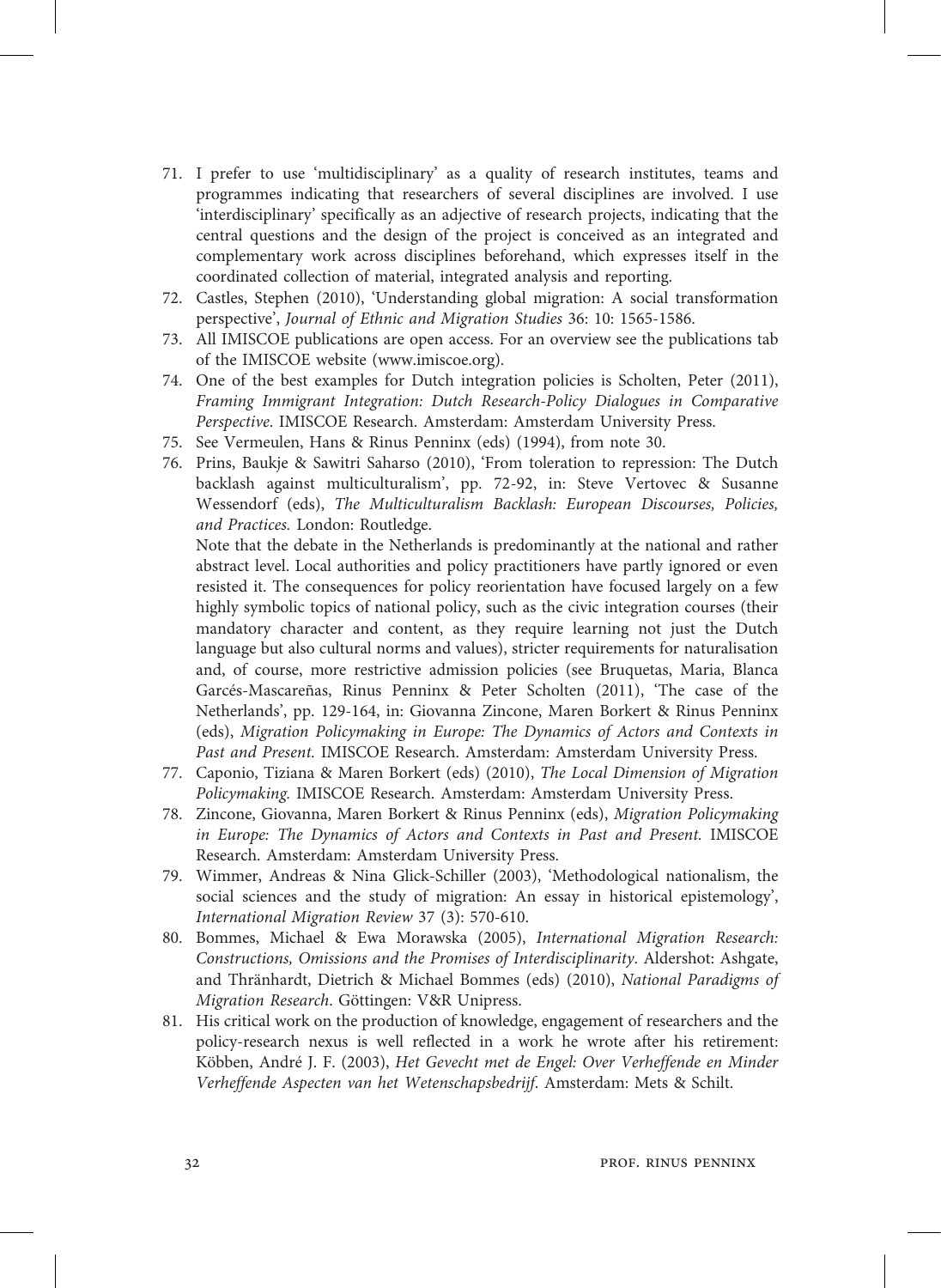71. I prefer to use 'multidisciplinary' as a quality of research institutes, teams and programmes indicating that researchers of several disciplines are involved. I use 'interdisciplinary' specifically as an adjective of research projects, indicating that the central questions and the design of the project is conceived as an integrated and complementary work across disciplines beforehand, which expresses itself in the coordinated collection of material, integrated analysis and reporting.
72. Castles, Stephen (2010), 'Understanding global migration: A social transformation perspective', *Journal of Ethnic and Migration Studies* 36: 10: 1565-1586.
73. All IMISCOE publications are open access. For an overview see the publications tab of the IMISCOE website (www.imiscoe.org).
74. One of the best examples for Dutch integration policies is Scholten, Peter (2011), *Framing Immigrant Integration: Dutch Research-Policy Dialogues in Comparative Perspective*. IMISCOE Research. Amsterdam: Amsterdam University Press.
75. See Vermeulen, Hans & Rinus Penninx (eds) (1994), from note 30.
76. Prins, Baukje & Sawitri Saharso (2010), 'From toleration to repression: The Dutch backlash against multiculturalism', pp. 72-92, in: Steve Vertovec & Susanne Wessendorf (eds), *The Multiculturalism Backlash: European Discourses, Policies, and Practices.* London: Routledge.
    Note that the debate in the Netherlands is predominantly at the national and rather abstract level. Local authorities and policy practitioners have partly ignored or even resisted it. The consequences for policy reorientation have focused largely on a few highly symbolic topics of national policy, such as the civic integration courses (their mandatory character and content, as they require learning not just the Dutch language but also cultural norms and values), stricter requirements for naturalisation and, of course, more restrictive admission policies (see Bruquetas, Maria, Blanca Garcés-Mascareñas, Rinus Penninx & Peter Scholten (2011), 'The case of the Netherlands', pp. 129-164, in: Giovanna Zincone, Maren Borkert & Rinus Penninx (eds), *Migration Policymaking in Europe: The Dynamics of Actors and Contexts in Past and Present.* IMISCOE Research. Amsterdam: Amsterdam University Press.
77. Caponio, Tiziana & Maren Borkert (eds) (2010), *The Local Dimension of Migration Policymaking.* IMISCOE Research. Amsterdam: Amsterdam University Press.
78. Zincone, Giovanna, Maren Borkert & Rinus Penninx (eds), *Migration Policymaking in Europe: The Dynamics of Actors and Contexts in Past and Present.* IMISCOE Research. Amsterdam: Amsterdam University Press.
79. Wimmer, Andreas & Nina Glick-Schiller (2003), 'Methodological nationalism, the social sciences and the study of migration: An essay in historical epistemology', *International Migration Review* 37 (3): 570-610.
80. Bommes, Michael & Ewa Morawska (2005), *International Migration Research: Constructions, Omissions and the Promises of Interdisciplinarity*. Aldershot: Ashgate, and Thränhardt, Dietrich & Michael Bommes (eds) (2010), *National Paradigms of Migration Research*. Göttingen: V&R Unipress.
81. His critical work on the production of knowledge, engagement of researchers and the policy-research nexus is well reflected in a work he wrote after his retirement: Köbben, André J. F. (2003), *Het Gevecht met de Engel: Over Verheffende en Minder Verheffende Aspecten van het Wetenschapsbedrijf*. Amsterdam: Mets & Schilt.